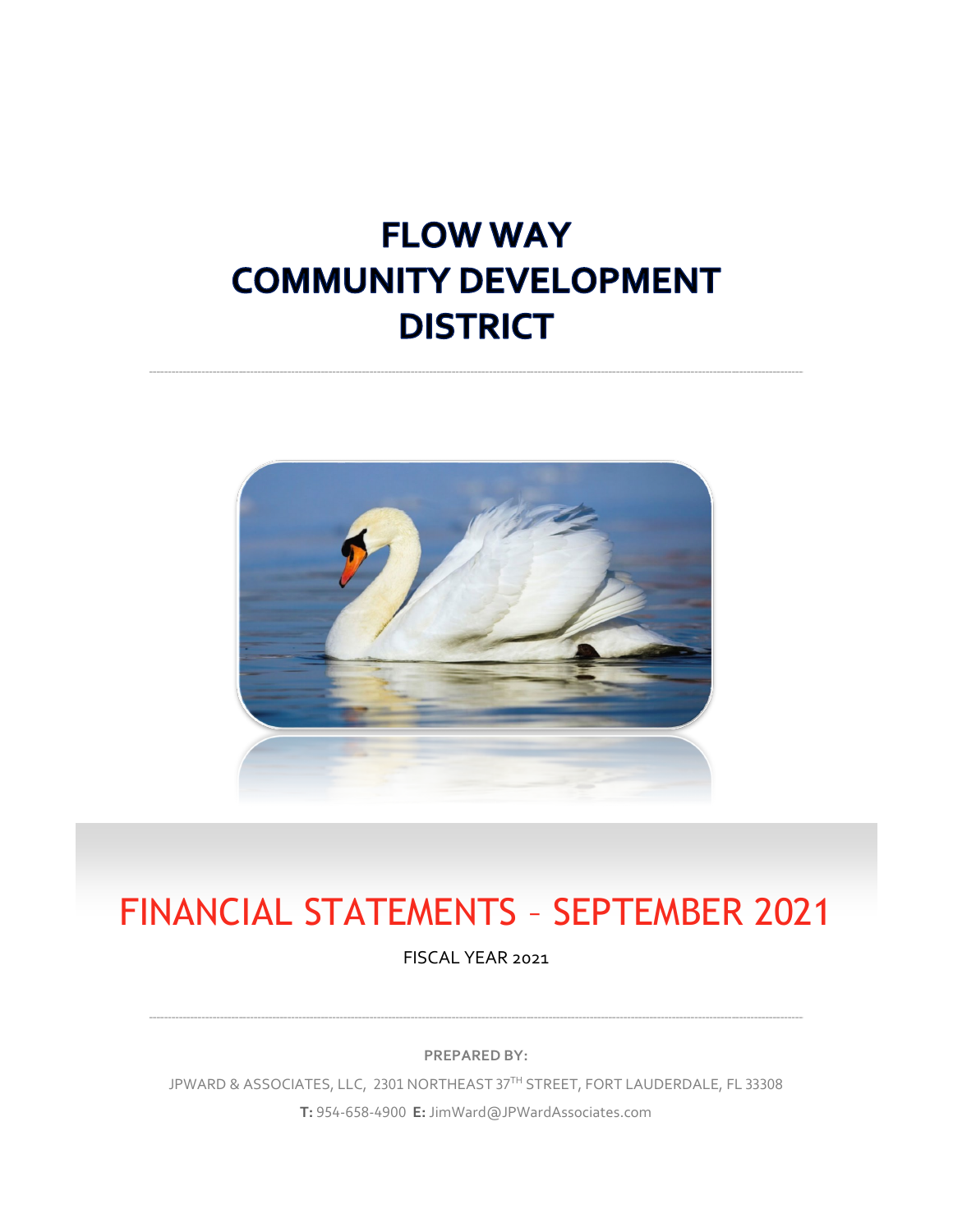# FLOW WAY COMMUNITY DEVELOPMENT DISTRICT

## FINANCIAL STATEMENTS – SEPTEMBER 2021

FISCAL YEAR 2021

**PREPARED BY:**

JPWARD & ASSOCIATES, LLC, 2301 NORTHEAST 37TH STREET, FORT LAUDERDALE, FL 33308

**T:** 954-658-4900 **E:** JimWard@JPWardAssociates.com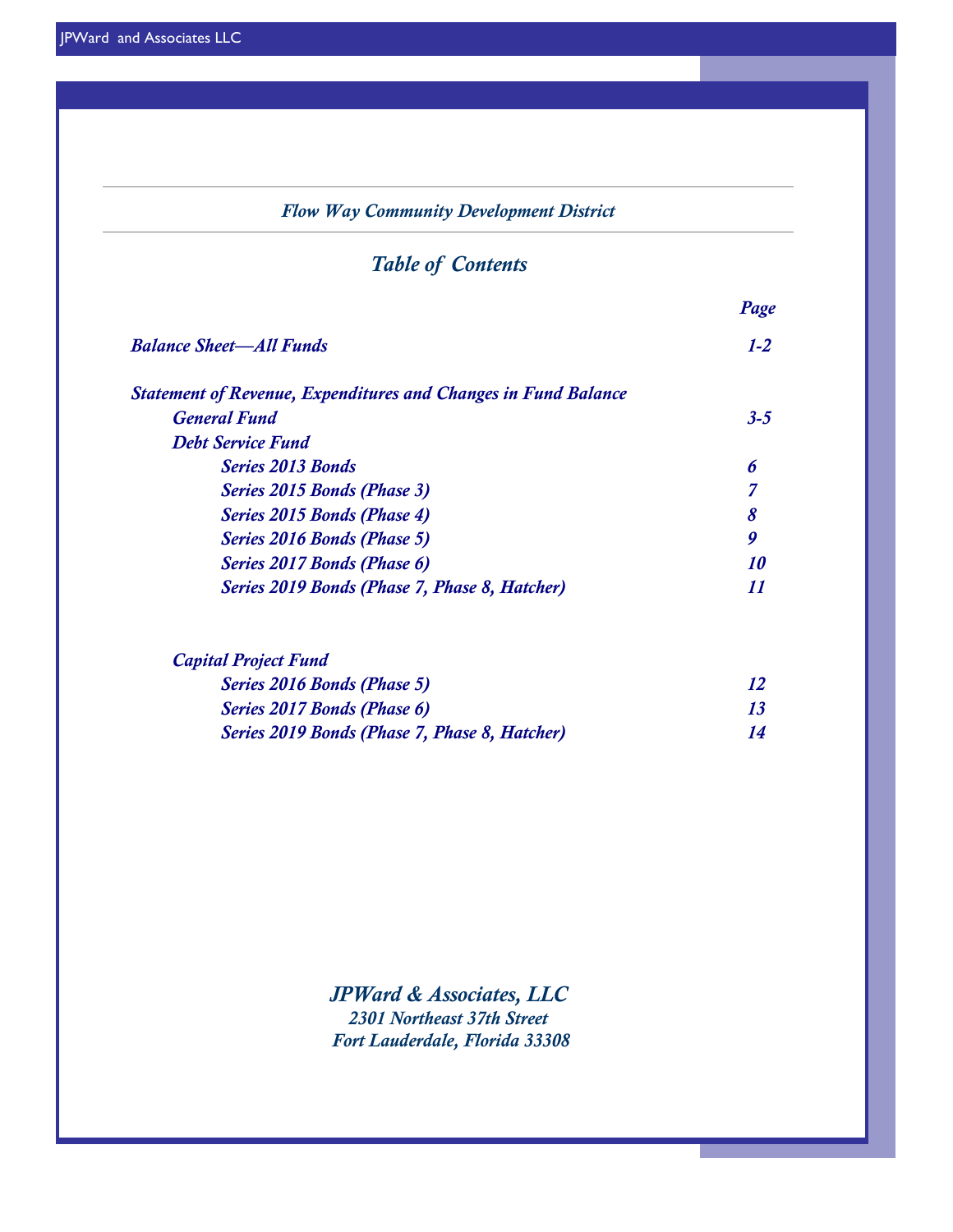## *Flow Way Community Development District*

# *Table of Contents*

| | Page |
|---|---|
| ***Balance Sheet—All Funds*** | ***1-2*** |
| ***Statement of Revenue, Expenditures and Changes in Fund Balance*** | |
| ***General Fund*** | ***3-5*** |
| ***Debt Service Fund*** | |
| ***Series 2013 Bonds*** | ***6*** |
| ***Series 2015 Bonds (Phase 3)*** | ***7*** |
| ***Series 2015 Bonds (Phase 4)*** | ***8*** |
| ***Series 2016 Bonds (Phase 5)*** | ***9*** |
| ***Series 2017 Bonds (Phase 6)*** | ***10*** |
| ***Series 2019 Bonds (Phase 7, Phase 8, Hatcher)*** | ***11*** |
| ***Capital Project Fund*** | |
| ***Series 2016 Bonds (Phase 5)*** | ***12*** |
| ***Series 2017 Bonds (Phase 6)*** | ***13*** |
| ***Series 2019 Bonds (Phase 7, Phase 8, Hatcher)*** | ***14*** |

***JPWard & Associates, LLC***
***2301 Northeast 37th Street***
***Fort Lauderdale, Florida 33308***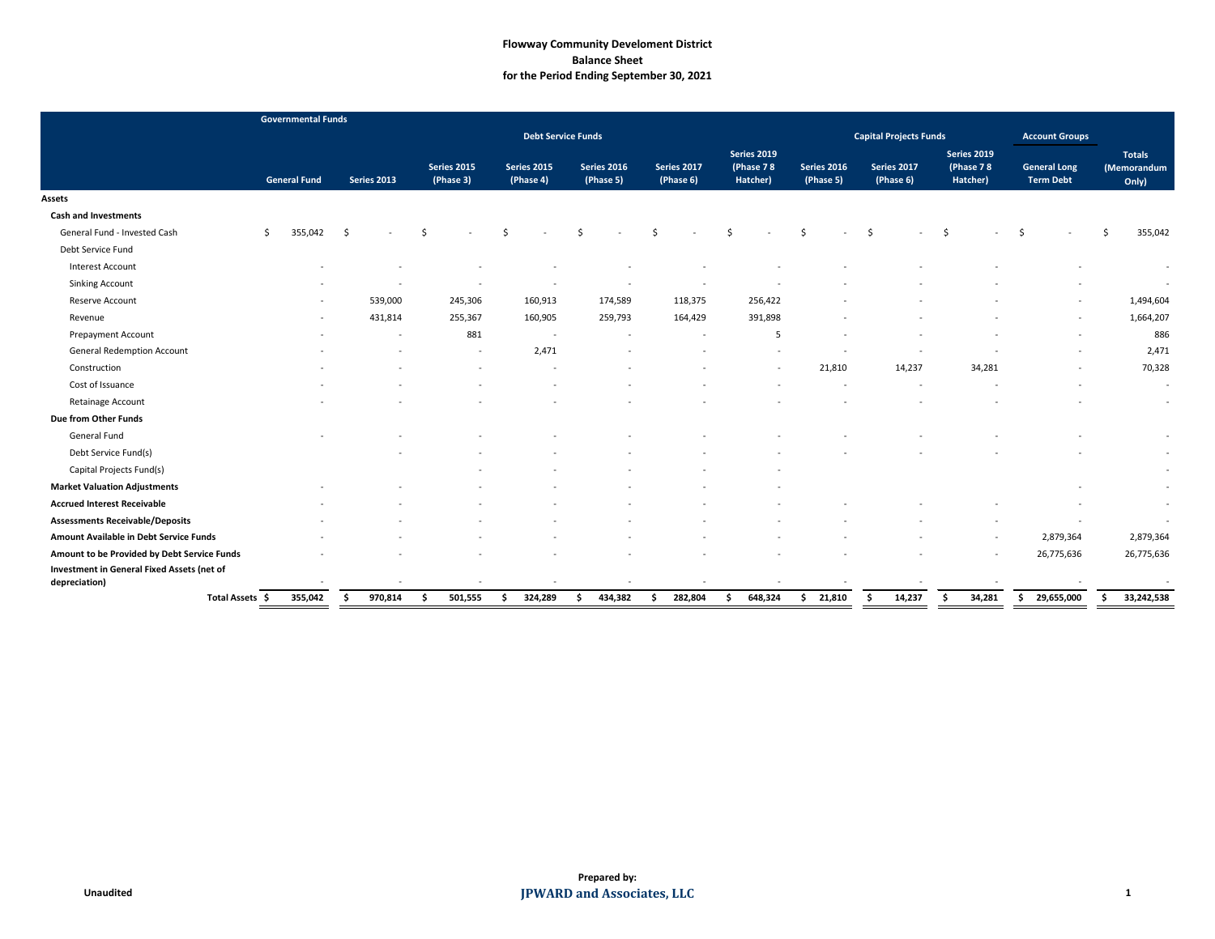**Flowway Community Develoment District**
**Balance Sheet**
**for the Period Ending September 30, 2021**

| | Governmental Funds | | | | | | | | | | | |
|---|---|---|---|---|---|---|---|---|---|---|---|---|
| | | Debt Service Funds | | | | | | Capital Projects Funds | | | Account Groups | |
| | General Fund | Series 2013 | Series 2015 (Phase 3) | Series 2015 (Phase 4) | Series 2016 (Phase 5) | Series 2017 (Phase 6) | Series 2019 (Phase 7 8 Hatcher) | Series 2016 (Phase 5) | Series 2017 (Phase 6) | Series 2019 (Phase 7 8 Hatcher) | General Long Term Debt | Totals (Memorandum Only) |
| **Assets** | | | | | | | | | | | | |
| **Cash and Investments** | | | | | | | | | | | | |
| General Fund - Invested Cash | $ 355,042 | $ - | $ - | $ - | $ - | $ - | $ - | $ - | $ - | $ - | $ - | $ 355,042 |
| Debt Service Fund | | | | | | | | | | | | |
| Interest Account | - | - | - | - | - | - | - | - | - | - | - | - |
| Sinking Account | - | - | - | - | - | - | - | - | - | - | - | - |
| Reserve Account | - | 539,000 | 245,306 | 160,913 | 174,589 | 118,375 | 256,422 | - | - | - | - | 1,494,604 |
| Revenue | - | 431,814 | 255,367 | 160,905 | 259,793 | 164,429 | 391,898 | - | - | - | - | 1,664,207 |
| Prepayment Account | - | - | 881 | - | - | - | 5 | - | - | - | - | 886 |
| General Redemption Account | - | - | - | 2,471 | - | - | - | - | - | - | - | 2,471 |
| Construction | - | - | - | - | - | - | - | 21,810 | 14,237 | 34,281 | - | 70,328 |
| Cost of Issuance | - | - | - | - | - | - | - | - | - | - | - | - |
| Retainage Account | - | - | - | - | - | - | - | - | - | - | - | - |
| **Due from Other Funds** | | | | | | | | | | | | |
| General Fund | - | - | - | - | - | - | - | - | - | - | - | - |
| Debt Service Fund(s) | | - | - | - | - | - | - | - | - | - | - | - |
| Capital Projects Fund(s) | | | - | - | - | - | - | | | | | - |
| **Market Valuation Adjustments** | - | - | - | - | - | - | - | | | | - | - |
| **Accrued Interest Receivable** | - | - | - | - | - | - | - | - | - | - | - | - |
| **Assessments Receivable/Deposits** | - | - | - | - | - | - | - | - | - | - | - | - |
| **Amount Available in Debt Service Funds** | - | - | - | - | - | - | - | - | - | - | 2,879,364 | 2,879,364 |
| **Amount to be Provided by Debt Service Funds** | - | - | - | - | - | - | - | - | - | - | 26,775,636 | 26,775,636 |
| **Investment in General Fixed Assets (net of depreciation)** | - | - | - | - | - | - | - | - | - | - | - | - |
| **Total Assets** | **$ 355,042** | **$ 970,814** | **$ 501,555** | **$ 324,289** | **$ 434,382** | **$ 282,804** | **$ 648,324** | **$ 21,810** | **$ 14,237** | **$ 34,281** | **$ 29,655,000** | **$ 33,242,538** |

Unaudited

**Prepared by:**
**JPWARD and Associates, LLC**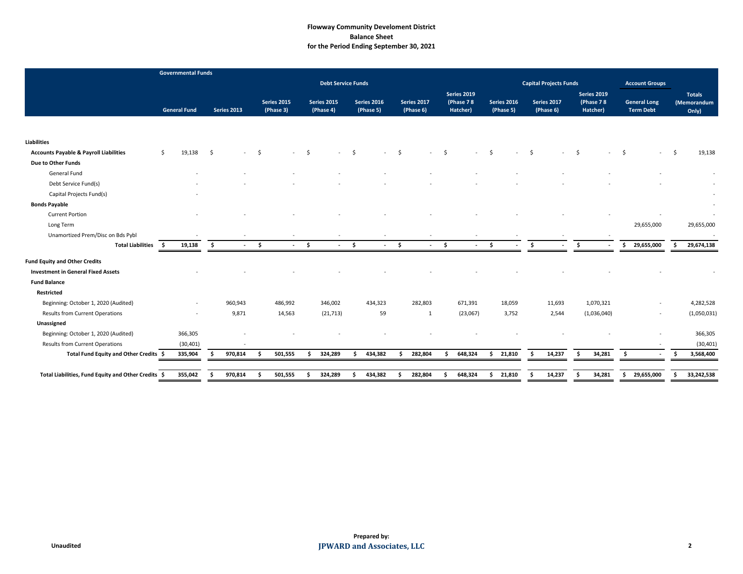**Flowway Community Develoment District**
**Balance Sheet**
**for the Period Ending September 30, 2021**

| | Governmental Funds | | | | | | | | | | | |
|---|---|---|---|---|---|---|---|---|---|---|---|---|
| | | Debt Service Funds | | | | | | Capital Projects Funds | | | Account Groups | |
| | General Fund | Series 2013 | Series 2015 (Phase 3) | Series 2015 (Phase 4) | Series 2016 (Phase 5) | Series 2017 (Phase 6) | Series 2019 (Phase 7 8 Hatcher) | Series 2016 (Phase 5) | Series 2017 (Phase 6) | Series 2019 (Phase 7 8 Hatcher) | General Long Term Debt | Totals (Memorandum Only) |
| **Liabilities** | | | | | | | | | | | | |
| **Accounts Payable & Payroll Liabilities** | $ 19,138 | $ - | $ - | $ - | $ - | $ - | $ - | $ - | $ - | $ - | $ - | $ 19,138 |
| **Due to Other Funds** | | | | | | | | | | | | |
| General Fund | - | - | - | - | - | - | - | - | - | - | - | - |
| Debt Service Fund(s) | - | - | - | - | - | - | - | - | - | - | - | - |
| Capital Projects Fund(s) | - | | | | | | | | | | | - |
| **Bonds Payable** | | | | | | | | | | | | - |
| Current Portion | - | - | - | - | - | - | - | - | - | - | - | - |
| Long Term | | | | | | | | | | | 29,655,000 | 29,655,000 |
| Unamortized Prem/Disc on Bds Pybl | - | - | - | - | - | - | - | - | - | - | | - |
| **Total Liabilities** | **$ 19,138** | **$ -** | **$ -** | **$ -** | **$ -** | **$ -** | **$ -** | **$ -** | **$ -** | **$ -** | **$ 29,655,000** | **$ 29,674,138** |
| **Fund Equity and Other Credits** | | | | | | | | | | | | |
| **Investment in General Fixed Assets** | - | - | - | - | - | - | - | - | - | - | - | - |
| **Fund Balance** | | | | | | | | | | | | |
| **Restricted** | | | | | | | | | | | | |
| Beginning: October 1, 2020 (Audited) | - | 960,943 | 486,992 | 346,002 | 434,323 | 282,803 | 671,391 | 18,059 | 11,693 | 1,070,321 | - | 4,282,528 |
| Results from Current Operations | - | 9,871 | 14,563 | (21,713) | 59 | 1 | (23,067) | 3,752 | 2,544 | (1,036,040) | - | (1,050,031) |
| **Unassigned** | | | | | | | | | | | | |
| Beginning: October 1, 2020 (Audited) | 366,305 | - | - | - | - | - | - | - | - | - | - | 366,305 |
| Results from Current Operations | (30,401) | - | | | | | | | | | - | (30,401) |
| **Total Fund Equity and Other Credits** | **$ 335,904** | **$ 970,814** | **$ 501,555** | **$ 324,289** | **$ 434,382** | **$ 282,804** | **$ 648,324** | **$ 21,810** | **$ 14,237** | **$ 34,281** | **$ -** | **$ 3,568,400** |
| **Total Liabilities, Fund Equity and Other Credits** | **$ 355,042** | **$ 970,814** | **$ 501,555** | **$ 324,289** | **$ 434,382** | **$ 282,804** | **$ 648,324** | **$ 21,810** | **$ 14,237** | **$ 34,281** | **$ 29,655,000** | **$ 33,242,538** |

Unaudited

**Prepared by:**
**JPWARD and Associates, LLC**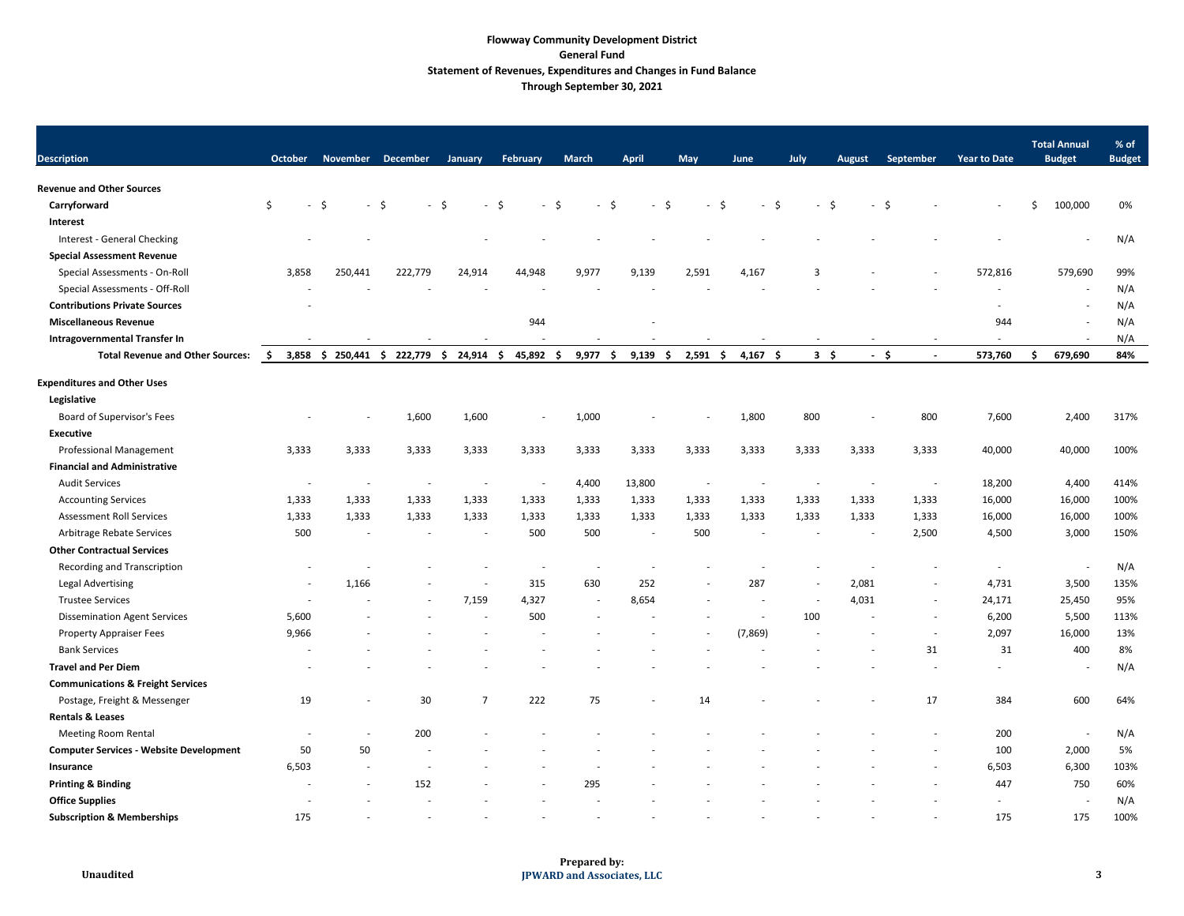**Flowway Community Development District**
**General Fund**
**Statement of Revenues, Expenditures and Changes in Fund Balance**
**Through September 30, 2021**

| Description | October | November | December | January | February | March | April | May | June | July | August | September | Year to Date | Total Annual Budget | % of Budget |
|---|---|---|---|---|---|---|---|---|---|---|---|---|---|---|---|
| **Revenue and Other Sources** | | | | | | | | | | | | | | | |
| **Carryforward** | $ - | $ - | $ - | $ - | $ - | $ - | $ - | $ - | $ - | $ - | $ - | $ - | - | $ 100,000 | 0% |
| **Interest** | | | | | | | | | | | | | | | |
| Interest - General Checking | - | - | | - | - | - | - | - | - | - | - | - | - | - | N/A |
| **Special Assessment Revenue** | | | | | | | | | | | | | | | |
| Special Assessments - On-Roll | 3,858 | 250,441 | 222,779 | 24,914 | 44,948 | 9,977 | 9,139 | 2,591 | 4,167 | 3 | - | - | 572,816 | 579,690 | 99% |
| Special Assessments - Off-Roll | - | - | - | - | - | - | - | - | - | - | - | - | - | - | N/A |
| **Contributions Private Sources** | - | | | | | | | | | | | | - | - | N/A |
| **Miscellaneous Revenue** | | | | | 944 | | - | | | | | | 944 | - | N/A |
| **Intragovernmental Transfer In** | - | - | - | - | - | - | - | - | - | - | - | - | - | - | N/A |
| **Total Revenue and Other Sources:** | **$ 3,858** | **$ 250,441** | **$ 222,779** | **$ 24,914** | **$ 45,892** | **$ 9,977** | **$ 9,139** | **$ 2,591** | **$ 4,167** | **$ 3** | **$ -** | **$ -** | **573,760** | **$ 679,690** | **84%** |
| **Expenditures and Other Uses** | | | | | | | | | | | | | | | |
| **Legislative** | | | | | | | | | | | | | | | |
| Board of Supervisor's Fees | - | - | 1,600 | 1,600 | - | 1,000 | - | - | 1,800 | 800 | - | 800 | 7,600 | 2,400 | 317% |
| **Executive** | | | | | | | | | | | | | | | |
| Professional Management | 3,333 | 3,333 | 3,333 | 3,333 | 3,333 | 3,333 | 3,333 | 3,333 | 3,333 | 3,333 | 3,333 | 3,333 | 40,000 | 40,000 | 100% |
| **Financial and Administrative** | | | | | | | | | | | | | | | |
| Audit Services | - | - | - | - | - | 4,400 | 13,800 | - | - | - | - | - | 18,200 | 4,400 | 414% |
| Accounting Services | 1,333 | 1,333 | 1,333 | 1,333 | 1,333 | 1,333 | 1,333 | 1,333 | 1,333 | 1,333 | 1,333 | 1,333 | 16,000 | 16,000 | 100% |
| Assessment Roll Services | 1,333 | 1,333 | 1,333 | 1,333 | 1,333 | 1,333 | 1,333 | 1,333 | 1,333 | 1,333 | 1,333 | 1,333 | 16,000 | 16,000 | 100% |
| Arbitrage Rebate Services | 500 | - | - | - | 500 | 500 | - | 500 | - | - | - | 2,500 | 4,500 | 3,000 | 150% |
| **Other Contractual Services** | | | | | | | | | | | | | | | |
| Recording and Transcription | - | - | - | - | - | - | - | - | - | - | - | - | - | - | N/A |
| Legal Advertising | - | 1,166 | - | - | 315 | 630 | 252 | - | 287 | - | 2,081 | - | 4,731 | 3,500 | 135% |
| Trustee Services | - | - | - | 7,159 | 4,327 | - | 8,654 | - | - | - | 4,031 | - | 24,171 | 25,450 | 95% |
| Dissemination Agent Services | 5,600 | - | - | - | 500 | - | - | - | - | 100 | - | - | 6,200 | 5,500 | 113% |
| Property Appraiser Fees | 9,966 | - | - | - | - | - | - | - | (7,869) | - | - | - | 2,097 | 16,000 | 13% |
| Bank Services | - | - | - | - | - | - | - | - | - | - | - | 31 | 31 | 400 | 8% |
| **Travel and Per Diem** | - | - | - | - | - | - | - | - | - | - | - | - | - | - | N/A |
| **Communications & Freight Services** | | | | | | | | | | | | | | | |
| Postage, Freight & Messenger | 19 | - | 30 | 7 | 222 | 75 | - | 14 | - | - | - | 17 | 384 | 600 | 64% |
| **Rentals & Leases** | | | | | | | | | | | | | | | |
| Meeting Room Rental | - | - | 200 | - | - | - | - | - | - | - | - | - | 200 | - | N/A |
| **Computer Services - Website Development** | 50 | 50 | - | - | - | - | - | - | - | - | - | - | 100 | 2,000 | 5% |
| **Insurance** | 6,503 | - | - | - | - | - | - | - | - | - | - | - | 6,503 | 6,300 | 103% |
| **Printing & Binding** | - | - | 152 | - | - | 295 | - | - | - | - | - | - | 447 | 750 | 60% |
| **Office Supplies** | - | - | - | - | - | - | - | - | - | - | - | - | - | - | N/A |
| **Subscription & Memberships** | 175 | - | - | - | - | - | - | - | - | - | - | - | 175 | 175 | 100% |

Unaudited

Prepared by:
JPWARD and Associates, LLC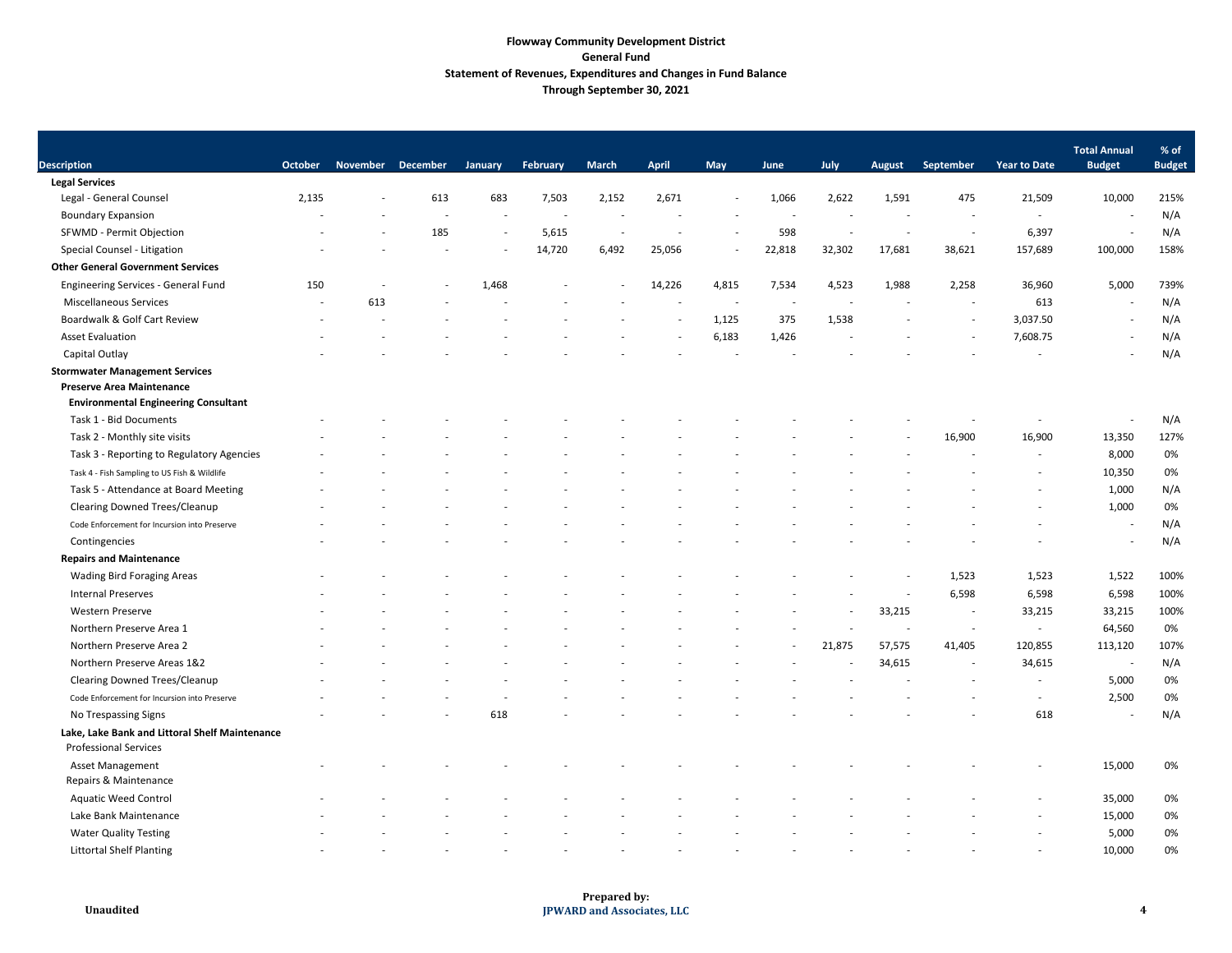**Flowway Community Development District**
**General Fund**
**Statement of Revenues, Expenditures and Changes in Fund Balance**
**Through September 30, 2021**

| Description | October | November | December | January | February | March | April | May | June | July | August | September | Year to Date | Total Annual Budget | % of Budget |
|---|---|---|---|---|---|---|---|---|---|---|---|---|---|---|---|
| **Legal Services** | | | | | | | | | | | | | | | |
| Legal - General Counsel | 2,135 | - | 613 | 683 | 7,503 | 2,152 | 2,671 | - | 1,066 | 2,622 | 1,591 | 475 | 21,509 | 10,000 | 215% |
| Boundary Expansion | - | - | - | - | - | - | - | - | - | - | - | - | - | - | N/A |
| SFWMD - Permit Objection | - | - | 185 | - | 5,615 | - | - | - | 598 | - | - | - | 6,397 | - | N/A |
| Special Counsel - Litigation | - | - | - | - | 14,720 | 6,492 | 25,056 | - | 22,818 | 32,302 | 17,681 | 38,621 | 157,689 | 100,000 | 158% |
| **Other General Government Services** | | | | | | | | | | | | | | | |
| Engineering Services - General Fund | 150 | - | - | 1,468 | - | - | 14,226 | 4,815 | 7,534 | 4,523 | 1,988 | 2,258 | 36,960 | 5,000 | 739% |
| Miscellaneous Services | - | 613 | - | - | - | - | - | - | - | - | - | - | 613 | - | N/A |
| Boardwalk & Golf Cart Review | - | - | - | - | - | - | - | 1,125 | 375 | 1,538 | - | - | 3,037.50 | - | N/A |
| Asset Evaluation | - | - | - | - | - | - | - | 6,183 | 1,426 | - | - | - | 7,608.75 | - | N/A |
| Capital Outlay | - | - | - | - | - | - | - | - | - | - | - | - | - | - | N/A |
| **Stormwater Management Services** | | | | | | | | | | | | | | | |
| **Preserve Area Maintenance** | | | | | | | | | | | | | | | |
| **Environmental Engineering Consultant** | | | | | | | | | | | | | | | |
| Task 1 - Bid Documents | - | - | - | - | - | - | - | - | - | - | - | - | - | - | N/A |
| Task 2 - Monthly site visits | - | - | - | - | - | - | - | - | - | - | - | 16,900 | 16,900 | 13,350 | 127% |
| Task 3 - Reporting to Regulatory Agencies | - | - | - | - | - | - | - | - | - | - | - | - | - | 8,000 | 0% |
| Task 4 - Fish Sampling to US Fish & Wildlife | - | - | - | - | - | - | - | - | - | - | - | - | - | 10,350 | 0% |
| Task 5 - Attendance at Board Meeting | - | - | - | - | - | - | - | - | - | - | - | - | - | 1,000 | N/A |
| Clearing Downed Trees/Cleanup | - | - | - | - | - | - | - | - | - | - | - | - | - | 1,000 | 0% |
| Code Enforcement for Incursion into Preserve | - | - | - | - | - | - | - | - | - | - | - | - | - | - | N/A |
| Contingencies | - | - | - | - | - | - | - | - | - | - | - | - | - | - | N/A |
| **Repairs and Maintenance** | | | | | | | | | | | | | | | |
| Wading Bird Foraging Areas | - | - | - | - | - | - | - | - | - | - | - | 1,523 | 1,523 | 1,522 | 100% |
| Internal Preserves | - | - | - | - | - | - | - | - | - | - | - | 6,598 | 6,598 | 6,598 | 100% |
| Western Preserve | - | - | - | - | - | - | - | - | - | - | 33,215 | - | 33,215 | 33,215 | 100% |
| Northern Preserve Area 1 | - | - | - | - | - | - | - | - | - | - | - | - | - | 64,560 | 0% |
| Northern Preserve Area 2 | - | - | - | - | - | - | - | - | - | 21,875 | 57,575 | 41,405 | 120,855 | 113,120 | 107% |
| Northern Preserve Areas 1&2 | - | - | - | - | - | - | - | - | - | - | 34,615 | - | 34,615 | - | N/A |
| Clearing Downed Trees/Cleanup | - | - | - | - | - | - | - | - | - | - | - | - | - | 5,000 | 0% |
| Code Enforcement for Incursion into Preserve | - | - | - | - | - | - | - | - | - | - | - | - | - | 2,500 | 0% |
| No Trespassing Signs | - | - | - | 618 | - | - | - | - | - | - | - | - | 618 | - | N/A |
| **Lake, Lake Bank and Littoral Shelf Maintenance** | | | | | | | | | | | | | | | |
| Professional Services | | | | | | | | | | | | | | | |
| Asset Management | - | - | - | - | - | - | - | - | - | - | - | - | - | 15,000 | 0% |
| Repairs & Maintenance | | | | | | | | | | | | | | | |
| Aquatic Weed Control | - | - | - | - | - | - | - | - | - | - | - | - | - | 35,000 | 0% |
| Lake Bank Maintenance | - | - | - | - | - | - | - | - | - | - | - | - | - | 15,000 | 0% |
| Water Quality Testing | - | - | - | - | - | - | - | - | - | - | - | - | - | 5,000 | 0% |
| Littortal Shelf Planting | - | - | - | - | - | - | - | - | - | - | - | - | - | 10,000 | 0% |

Unaudited

Prepared by:
JPWARD and Associates, LLC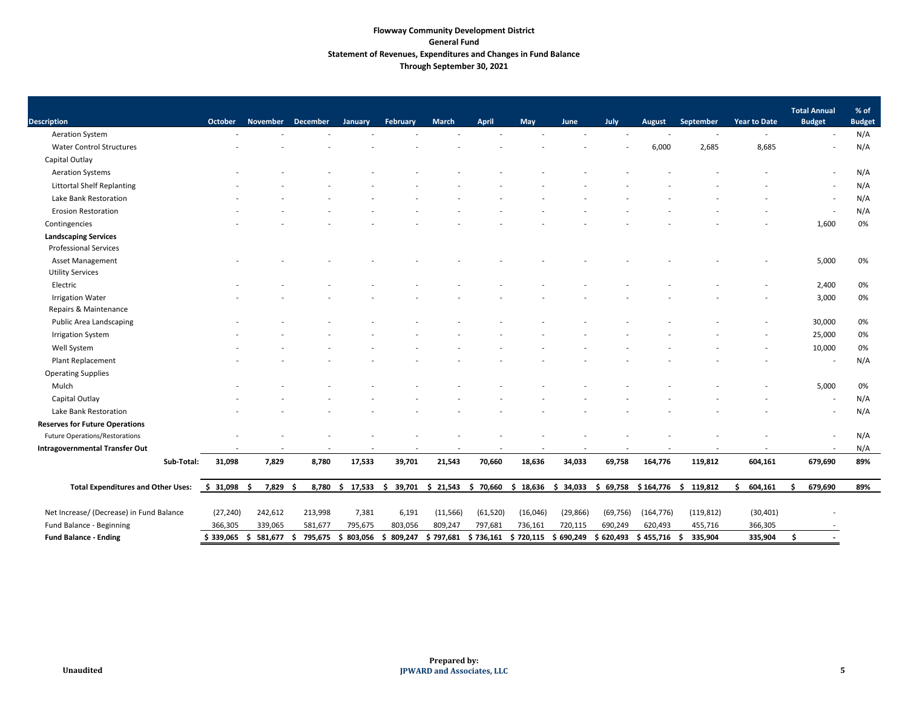**Flowway Community Development District**
**General Fund**
**Statement of Revenues, Expenditures and Changes in Fund Balance**
**Through September 30, 2021**

| Description | October | November | December | January | February | March | April | May | June | July | August | September | Year to Date | Total Annual Budget | % of Budget |
|---|---|---|---|---|---|---|---|---|---|---|---|---|---|---|---|
| Aeration System | - | - | - | - | - | - | - | - | - | - | - | - | - | - | N/A |
| Water Control Structures | - | - | - | - | - | - | - | - | - | - | 6,000 | 2,685 | 8,685 | - | N/A |
| Capital Outlay | | | | | | | | | | | | | | | |
| Aeration Systems | - | - | - | - | - | - | - | - | - | - | - | - | - | - | N/A |
| Littortal Shelf Replanting | - | - | - | - | - | - | - | - | - | - | - | - | - | - | N/A |
| Lake Bank Restoration | - | - | - | - | - | - | - | - | - | - | - | - | - | - | N/A |
| Erosion Restoration | - | - | - | - | - | - | - | - | - | - | - | - | - | - | N/A |
| Contingencies | - | - | - | - | - | - | - | - | - | - | - | - | - | 1,600 | 0% |
| **Landscaping Services** | | | | | | | | | | | | | | | |
| Professional Services | | | | | | | | | | | | | | | |
| Asset Management | - | - | - | - | - | - | - | - | - | - | - | - | - | 5,000 | 0% |
| Utility Services | | | | | | | | | | | | | | | |
| Electric | - | - | - | - | - | - | - | - | - | - | - | - | - | 2,400 | 0% |
| Irrigation Water | - | - | - | - | - | - | - | - | - | - | - | - | - | 3,000 | 0% |
| Repairs & Maintenance | | | | | | | | | | | | | | | |
| Public Area Landscaping | - | - | - | - | - | - | - | - | - | - | - | - | - | 30,000 | 0% |
| Irrigation System | - | - | - | - | - | - | - | - | - | - | - | - | - | 25,000 | 0% |
| Well System | - | - | - | - | - | - | - | - | - | - | - | - | - | 10,000 | 0% |
| Plant Replacement | - | - | - | - | - | - | - | - | - | - | - | - | - | - | N/A |
| Operating Supplies | | | | | | | | | | | | | | | |
| Mulch | - | - | - | - | - | - | - | - | - | - | - | - | - | 5,000 | 0% |
| Capital Outlay | - | - | - | - | - | - | - | - | - | - | - | - | - | - | N/A |
| Lake Bank Restoration | - | - | - | - | - | - | - | - | - | - | - | - | - | - | N/A |
| **Reserves for Future Operations** | | | | | | | | | | | | | | | |
| Future Operations/Restorations | - | - | - | - | - | - | - | - | - | - | - | - | - | - | N/A |
| **Intragovernmental Transfer Out** | - | - | - | - | - | - | - | - | - | - | - | - | - | - | N/A |
| **Sub-Total:** | **31,098** | **7,829** | **8,780** | **17,533** | **39,701** | **21,543** | **70,660** | **18,636** | **34,033** | **69,758** | **164,776** | **119,812** | **604,161** | **679,690** | **89%** |
| **Total Expenditures and Other Uses:** | **$ 31,098** | **$ 7,829** | **$ 8,780** | **$ 17,533** | **$ 39,701** | **$ 21,543** | **$ 70,660** | **$ 18,636** | **$ 34,033** | **$ 69,758** | **$ 164,776** | **$ 119,812** | **$ 604,161** | **$ 679,690** | **89%** |
| Net Increase/ (Decrease) in Fund Balance | (27,240) | 242,612 | 213,998 | 7,381 | 6,191 | (11,566) | (61,520) | (16,046) | (29,866) | (69,756) | (164,776) | (119,812) | (30,401) | - | |
| Fund Balance - Beginning | 366,305 | 339,065 | 581,677 | 795,675 | 803,056 | 809,247 | 797,681 | 736,161 | 720,115 | 690,249 | 620,493 | 455,716 | 366,305 | - | |
| **Fund Balance - Ending** | **$ 339,065** | **$ 581,677** | **$ 795,675** | **$ 803,056** | **$ 809,247** | **$ 797,681** | **$ 736,161** | **$ 720,115** | **$ 690,249** | **$ 620,493** | **$ 455,716** | **$ 335,904** | **335,904** | **$ -** | |

Unaudited

Prepared by:
JPWARD and Associates, LLC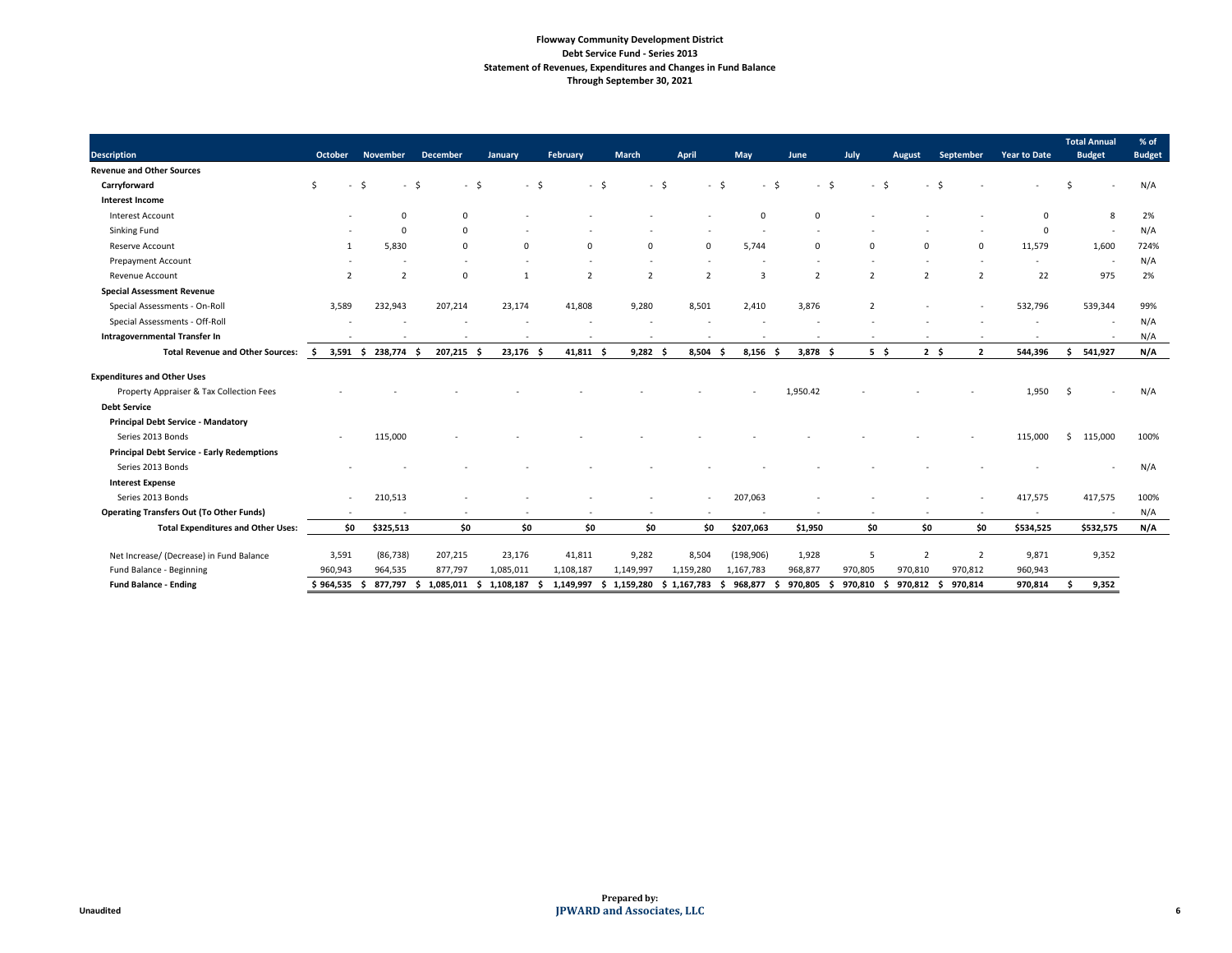**Flowway Community Development District**
**Debt Service Fund - Series 2013**
**Statement of Revenues, Expenditures and Changes in Fund Balance**
**Through September 30, 2021**

| Description | October | November | December | January | February | March | April | May | June | July | August | September | Year to Date | Total Annual Budget | % of Budget |
|---|---|---|---|---|---|---|---|---|---|---|---|---|---|---|---|
| **Revenue and Other Sources** | | | | | | | | | | | | | | | |
| **Carryforward** | $ - | $ - | $ - | $ - | $ - | $ - | $ - | $ - | $ - | $ - | $ - | $ - | - | $ - | N/A |
| **Interest Income** | | | | | | | | | | | | | | | |
| Interest Account | - | 0 | 0 | - | - | - | - | 0 | 0 | - | - | - | 0 | 8 | 2% |
| Sinking Fund | - | 0 | 0 | - | - | - | - | - | - | - | - | - | 0 | - | N/A |
| Reserve Account | 1 | 5,830 | 0 | 0 | 0 | 0 | 0 | 5,744 | 0 | 0 | 0 | 0 | 11,579 | 1,600 | 724% |
| Prepayment Account | - | - | - | - | - | - | - | - | - | - | - | - | - | - | N/A |
| Revenue Account | 2 | 2 | 0 | 1 | 2 | 2 | 2 | 3 | 2 | 2 | 2 | 2 | 22 | 975 | 2% |
| **Special Assessment Revenue** | | | | | | | | | | | | | | | |
| Special Assessments - On-Roll | 3,589 | 232,943 | 207,214 | 23,174 | 41,808 | 9,280 | 8,501 | 2,410 | 3,876 | 2 | - | - | 532,796 | 539,344 | 99% |
| Special Assessments - Off-Roll | - | - | - | - | - | - | - | - | - | - | - | - | - | - | N/A |
| **Intragovernmental Transfer In** | - | - | - | - | - | - | - | - | - | - | - | - | - | - | N/A |
| **Total Revenue and Other Sources:** | **$ 3,591** | **$ 238,774** | **$ 207,215** | **$ 23,176** | **$ 41,811** | **$ 9,282** | **$ 8,504** | **$ 8,156** | **$ 3,878** | **$ 5** | **$ 2** | **$ 2** | **544,396** | **$ 541,927** | **N/A** |
| **Expenditures and Other Uses** | | | | | | | | | | | | | | | |
| Property Appraiser & Tax Collection Fees | - | - | - | - | - | - | - | - | 1,950.42 | - | - | - | 1,950 | $ - | N/A |
| **Debt Service** | | | | | | | | | | | | | | | |
| **Principal Debt Service - Mandatory** | | | | | | | | | | | | | | | |
| Series 2013 Bonds | - | 115,000 | - | - | - | - | - | - | - | - | - | - | 115,000 | $ 115,000 | 100% |
| **Principal Debt Service - Early Redemptions** | | | | | | | | | | | | | | | |
| Series 2013 Bonds | - | - | - | - | - | - | - | - | - | - | - | - | - | - | N/A |
| **Interest Expense** | | | | | | | | | | | | | | | |
| Series 2013 Bonds | - | 210,513 | - | - | - | - | - | 207,063 | - | - | - | - | 417,575 | 417,575 | 100% |
| **Operating Transfers Out (To Other Funds)** | - | - | - | - | - | - | - | - | - | - | - | - | - | - | N/A |
| **Total Expenditures and Other Uses:** | **$0** | **$325,513** | **$0** | **$0** | **$0** | **$0** | **$0** | **$207,063** | **$1,950** | **$0** | **$0** | **$0** | **$534,525** | **$532,575** | **N/A** |
| Net Increase/ (Decrease) in Fund Balance | 3,591 | (86,738) | 207,215 | 23,176 | 41,811 | 9,282 | 8,504 | (198,906) | 1,928 | 5 | 2 | 2 | 9,871 | 9,352 | |
| Fund Balance - Beginning | 960,943 | 964,535 | 877,797 | 1,085,011 | 1,108,187 | 1,149,997 | 1,159,280 | 1,167,783 | 968,877 | 970,805 | 970,810 | 970,812 | 960,943 | | |
| **Fund Balance - Ending** | **$ 964,535** | **$ 877,797** | **$ 1,085,011** | **$ 1,108,187** | **$ 1,149,997** | **$ 1,159,280** | **$ 1,167,783** | **$ 968,877** | **$ 970,805** | **$ 970,810** | **$ 970,812** | **$ 970,814** | **970,814** | **$ 9,352** | |

Unaudited

Prepared by:
**JPWARD and Associates, LLC**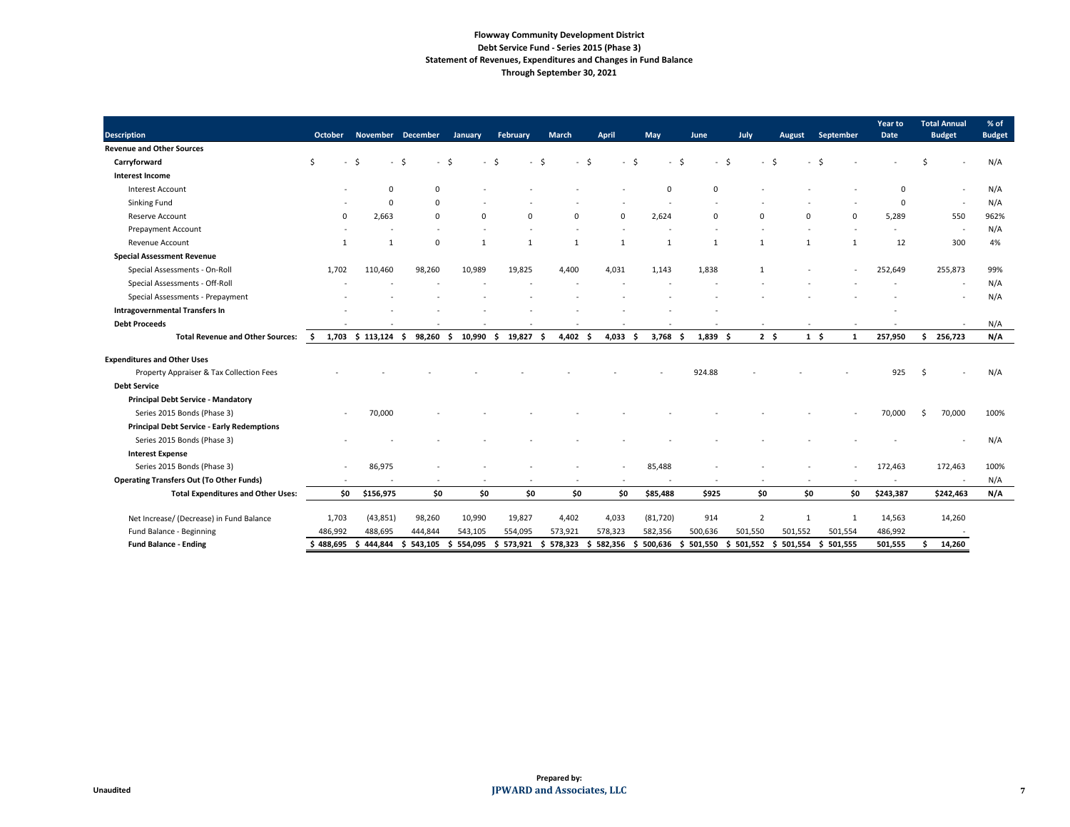**Flowway Community Development District**
**Debt Service Fund - Series 2015 (Phase 3)**
**Statement of Revenues, Expenditures and Changes in Fund Balance**
**Through September 30, 2021**

| Description | October | November | December | January | February | March | April | May | June | July | August | September | Year to Date | Total Annual Budget | % of Budget |
|---|---|---|---|---|---|---|---|---|---|---|---|---|---|---|---|
| **Revenue and Other Sources** | | | | | | | | | | | | | | | |
| **Carryforward** | $ - | $ - | $ - | $ - | $ - | $ - | $ - | $ - | $ - | $ - | $ - | $ - | - | $ - | N/A |
| **Interest Income** | | | | | | | | | | | | | | | |
| Interest Account | - | 0 | 0 | - | - | - | - | 0 | 0 | - | - | - | 0 | - | N/A |
| Sinking Fund | - | 0 | 0 | - | - | - | - | - | - | - | - | - | 0 | - | N/A |
| Reserve Account | 0 | 2,663 | 0 | 0 | 0 | 0 | 0 | 2,624 | 0 | 0 | 0 | 0 | 5,289 | 550 | 962% |
| Prepayment Account | - | - | - | - | - | - | - | - | - | - | - | - | - | - | N/A |
| Revenue Account | 1 | 1 | 0 | 1 | 1 | 1 | 1 | 1 | 1 | 1 | 1 | 1 | 12 | 300 | 4% |
| **Special Assessment Revenue** | | | | | | | | | | | | | | | |
| Special Assessments - On-Roll | 1,702 | 110,460 | 98,260 | 10,989 | 19,825 | 4,400 | 4,031 | 1,143 | 1,838 | 1 | - | - | 252,649 | 255,873 | 99% |
| Special Assessments - Off-Roll | - | - | - | - | - | - | - | - | - | - | - | - | - | - | N/A |
| Special Assessments - Prepayment | - | - | - | - | - | - | - | - | - | - | - | - | - | - | N/A |
| **Intragovernmental Transfers In** | - | - | - | - | - | - | - | - | - | | | | - | | |
| **Debt Proceeds** | - | - | - | - | - | - | - | - | - | - | - | - | - | - | N/A |
| **Total Revenue and Other Sources:** | **$ 1,703** | **$ 113,124** | **$ 98,260** | **$ 10,990** | **$ 19,827** | **$ 4,402** | **$ 4,033** | **$ 3,768** | **$ 1,839** | **$ 2** | **$ 1** | **$ 1** | **257,950** | **$ 256,723** | **N/A** |
| **Expenditures and Other Uses** | | | | | | | | | | | | | | | |
| Property Appraiser & Tax Collection Fees | - | - | - | - | - | - | - | - | 924.88 | - | - | - | 925 | $ - | N/A |
| **Debt Service** | | | | | | | | | | | | | | | |
| **Principal Debt Service - Mandatory** | | | | | | | | | | | | | | | |
| Series 2015 Bonds (Phase 3) | - | 70,000 | - | - | - | - | - | - | - | - | - | - | 70,000 | $ 70,000 | 100% |
| **Principal Debt Service - Early Redemptions** | | | | | | | | | | | | | | | |
| Series 2015 Bonds (Phase 3) | - | - | - | - | - | - | - | - | - | - | - | - | - | - | N/A |
| **Interest Expense** | | | | | | | | | | | | | | | |
| Series 2015 Bonds (Phase 3) | - | 86,975 | - | - | - | - | - | 85,488 | - | - | - | - | 172,463 | 172,463 | 100% |
| **Operating Transfers Out (To Other Funds)** | - | - | - | - | - | - | - | - | - | - | - | - | - | - | N/A |
| **Total Expenditures and Other Uses:** | **$0** | **$156,975** | **$0** | **$0** | **$0** | **$0** | **$0** | **$85,488** | **$925** | **$0** | **$0** | **$0** | **$243,387** | **$242,463** | **N/A** |
| Net Increase/ (Decrease) in Fund Balance | 1,703 | (43,851) | 98,260 | 10,990 | 19,827 | 4,402 | 4,033 | (81,720) | 914 | 2 | 1 | 1 | 14,563 | 14,260 | |
| Fund Balance - Beginning | 486,992 | 488,695 | 444,844 | 543,105 | 554,095 | 573,921 | 578,323 | 582,356 | 500,636 | 501,550 | 501,552 | 501,554 | 486,992 | - | |
| **Fund Balance - Ending** | **$ 488,695** | **$ 444,844** | **$ 543,105** | **$ 554,095** | **$ 573,921** | **$ 578,323** | **$ 582,356** | **$ 500,636** | **$ 501,550** | **$ 501,552** | **$ 501,554** | **$ 501,555** | **501,555** | **$ 14,260** | |

Unaudited

**Prepared by:**
**JPWARD and Associates, LLC**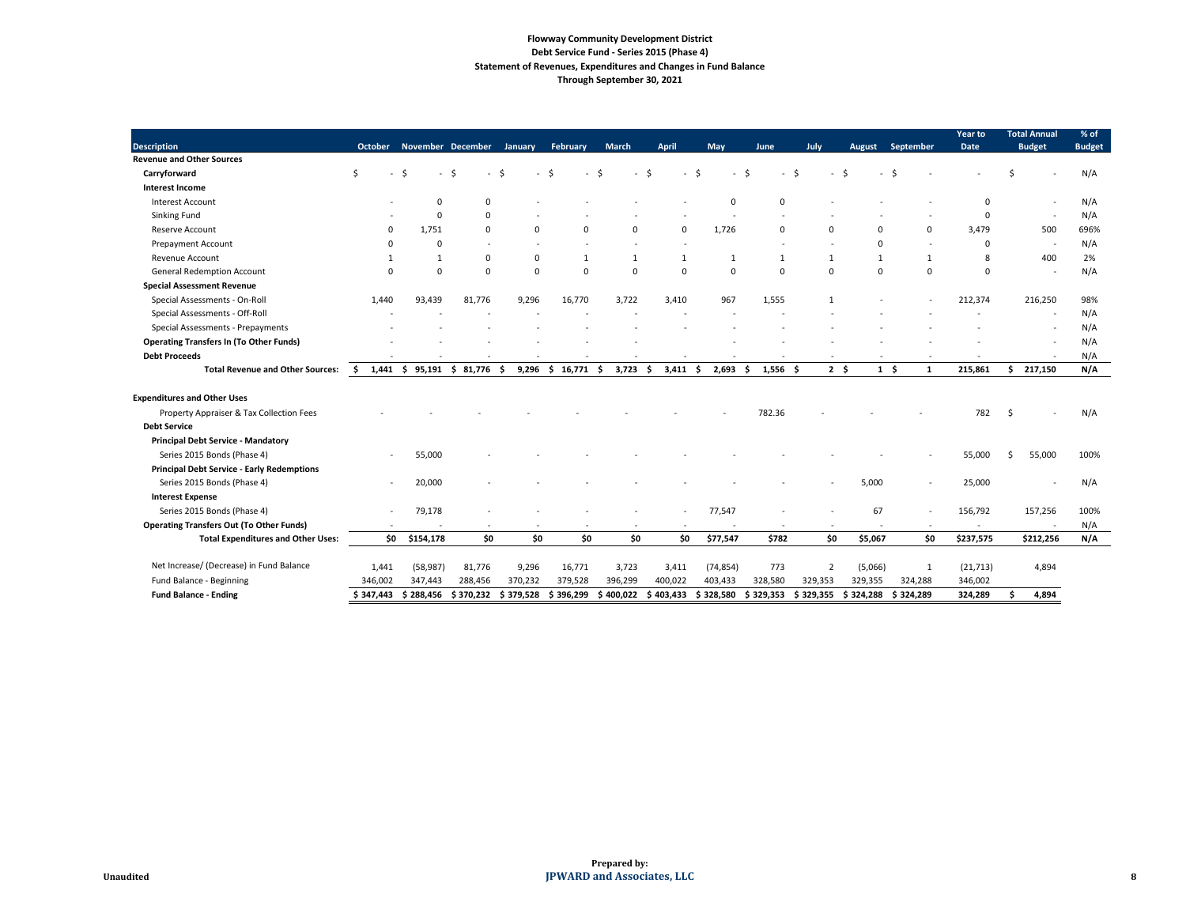**Flowway Community Development District**
**Debt Service Fund - Series 2015 (Phase 4)**
**Statement of Revenues, Expenditures and Changes in Fund Balance**
**Through September 30, 2021**

| Description | October | November | December | January | February | March | April | May | June | July | August | September | Year to Date | Total Annual Budget | % of Budget |
|---|---|---|---|---|---|---|---|---|---|---|---|---|---|---|---|
| **Revenue and Other Sources** | | | | | | | | | | | | | | | |
| **Carryforward** | $ - | $ - | $ - | $ - | $ - | $ - | $ - | $ - | $ - | $ - | $ - | $ - | - | $ - | N/A |
| **Interest Income** | | | | | | | | | | | | | | | |
| Interest Account | - | 0 | 0 | - | - | - | - | 0 | 0 | - | - | - | 0 | - | N/A |
| Sinking Fund | - | 0 | 0 | - | - | - | - | - | - | - | - | - | 0 | - | N/A |
| Reserve Account | 0 | 1,751 | 0 | 0 | 0 | 0 | 0 | 1,726 | 0 | 0 | 0 | 0 | 3,479 | 500 | 696% |
| Prepayment Account | 0 | 0 | - | - | - | - | - | - | - | - | 0 | - | 0 | - | N/A |
| Revenue Account | 1 | 1 | 0 | 0 | 1 | 1 | 1 | 1 | 1 | 1 | 1 | 1 | 8 | 400 | 2% |
| General Redemption Account | 0 | 0 | 0 | 0 | 0 | 0 | 0 | 0 | 0 | 0 | 0 | 0 | 0 | - | N/A |
| **Special Assessment Revenue** | | | | | | | | | | | | | | | |
| Special Assessments - On-Roll | 1,440 | 93,439 | 81,776 | 9,296 | 16,770 | 3,722 | 3,410 | 967 | 1,555 | 1 | - | - | 212,374 | 216,250 | 98% |
| Special Assessments - Off-Roll | - | - | - | - | - | - | - | - | - | - | - | - | - | - | N/A |
| Special Assessments - Prepayments | - | - | - | - | - | - | - | - | - | - | - | - | - | - | N/A |
| **Operating Transfers In (To Other Funds)** | - | - | - | - | - | - | - | - | - | - | - | - | - | - | N/A |
| **Debt Proceeds** | - | - | - | - | - | - | - | - | - | - | - | - | - | - | N/A |
| **Total Revenue and Other Sources:** | **$ 1,441** | **$ 95,191** | **$ 81,776** | **$ 9,296** | **$ 16,771** | **$ 3,723** | **$ 3,411** | **$ 2,693** | **$ 1,556** | **$ 2** | **$ 1** | **$ 1** | **215,861** | **$ 217,150** | **N/A** |
| **Expenditures and Other Uses** | | | | | | | | | | | | | | | |
| Property Appraiser & Tax Collection Fees | - | - | - | - | - | - | - | - | 782.36 | - | - | - | 782 | $ - | N/A |
| **Debt Service** | | | | | | | | | | | | | | | |
| **Principal Debt Service - Mandatory** | | | | | | | | | | | | | | | |
| Series 2015 Bonds (Phase 4) | - | 55,000 | - | - | - | - | - | - | - | - | - | - | 55,000 | $ 55,000 | 100% |
| **Principal Debt Service - Early Redemptions** | | | | | | | | | | | | | | | |
| Series 2015 Bonds (Phase 4) | - | 20,000 | - | - | - | - | - | - | - | - | 5,000 | - | 25,000 | - | N/A |
| **Interest Expense** | | | | | | | | | | | | | | | |
| Series 2015 Bonds (Phase 4) | - | 79,178 | - | - | - | - | - | 77,547 | - | - | 67 | - | 156,792 | 157,256 | 100% |
| **Operating Transfers Out (To Other Funds)** | - | - | - | - | - | - | - | - | - | - | - | - | - | - | N/A |
| **Total Expenditures and Other Uses:** | **$0** | **$154,178** | **$0** | **$0** | **$0** | **$0** | **$0** | **$77,547** | **$782** | **$0** | **$5,067** | **$0** | **$237,575** | **$212,256** | **N/A** |
| Net Increase/ (Decrease) in Fund Balance | 1,441 | (58,987) | 81,776 | 9,296 | 16,771 | 3,723 | 3,411 | (74,854) | 773 | 2 | (5,066) | 1 | (21,713) | 4,894 | |
| Fund Balance - Beginning | 346,002 | 347,443 | 288,456 | 370,232 | 379,528 | 396,299 | 400,022 | 403,433 | 328,580 | 329,353 | 329,355 | 324,288 | 346,002 | | |
| **Fund Balance - Ending** | **$ 347,443** | **$ 288,456** | **$ 370,232** | **$ 379,528** | **$ 396,299** | **$ 400,022** | **$ 403,433** | **$ 328,580** | **$ 329,353** | **$ 329,355** | **$ 324,288** | **$ 324,289** | **324,289** | **$ 4,894** | |

Unaudited

Prepared by:
**JPWARD and Associates, LLC**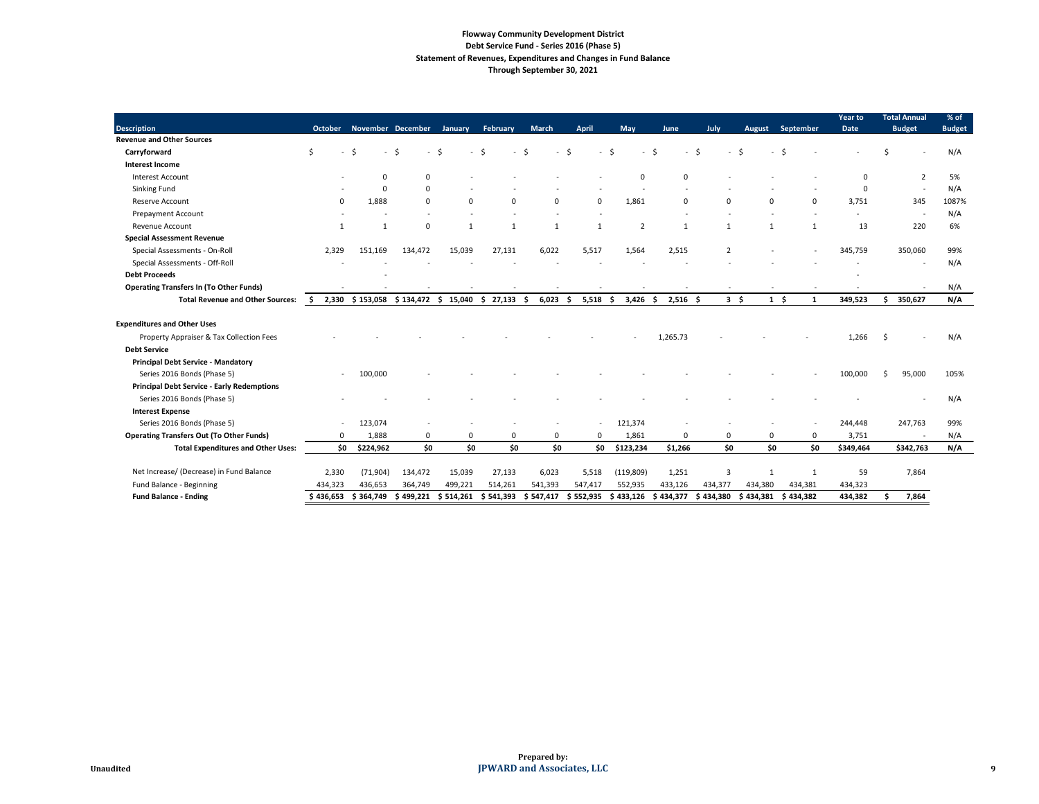**Flowway Community Development District**
**Debt Service Fund - Series 2016 (Phase 5)**
**Statement of Revenues, Expenditures and Changes in Fund Balance**
**Through September 30, 2021**

| Description | October | November | December | January | February | March | April | May | June | July | August | September | Year to Date | Total Annual Budget | % of Budget |
|---|---|---|---|---|---|---|---|---|---|---|---|---|---|---|---|
| **Revenue and Other Sources** | | | | | | | | | | | | | | | |
| **Carryforward** | $ - | $ - | $ - | $ - | $ - | $ - | $ - | $ - | $ - | $ - | $ - | $ - | - | $ - | N/A |
| **Interest Income** | | | | | | | | | | | | | | | |
| Interest Account | - | 0 | 0 | - | - | - | - | 0 | 0 | - | - | - | 0 | 2 | 5% |
| Sinking Fund | - | 0 | 0 | - | - | - | - | - | - | - | - | - | 0 | - | N/A |
| Reserve Account | 0 | 1,888 | 0 | 0 | 0 | 0 | 0 | 1,861 | 0 | 0 | 0 | 0 | 3,751 | 345 | 1087% |
| Prepayment Account | - | - | - | - | - | - | - | - | - | - | - | - | - | - | N/A |
| Revenue Account | 1 | 1 | 0 | 1 | 1 | 1 | 1 | 2 | 1 | 1 | 1 | 1 | 13 | 220 | 6% |
| **Special Assessment Revenue** | | | | | | | | | | | | | | | |
| Special Assessments - On-Roll | 2,329 | 151,169 | 134,472 | 15,039 | 27,131 | 6,022 | 5,517 | 1,564 | 2,515 | 2 | - | - | 345,759 | 350,060 | 99% |
| Special Assessments - Off-Roll | - | - | - | - | - | - | - | - | - | - | - | - | - | - | N/A |
| **Debt Proceeds** | | - | | | | | | | | | | | - | | |
| **Operating Transfers In (To Other Funds)** | - | - | - | - | - | - | - | - | - | - | - | - | - | - | N/A |
| **Total Revenue and Other Sources:** | $ 2,330 | $ 153,058 | $ 134,472 | $ 15,040 | $ 27,133 | $ 6,023 | $ 5,518 | $ 3,426 | $ 2,516 | $ 3 | $ 1 | $ 1 | 349,523 | $ 350,627 | N/A |
| **Expenditures and Other Uses** | | | | | | | | | | | | | | | |
| Property Appraiser & Tax Collection Fees | - | - | - | - | - | - | - | - | 1,265.73 | - | - | - | 1,266 | $ - | N/A |
| **Debt Service** | | | | | | | | | | | | | | | |
| **Principal Debt Service - Mandatory** | | | | | | | | | | | | | | | |
| Series 2016 Bonds (Phase 5) | - | 100,000 | - | - | - | - | - | - | - | - | - | - | 100,000 | $ 95,000 | 105% |
| **Principal Debt Service - Early Redemptions** | | | | | | | | | | | | | | | |
| Series 2016 Bonds (Phase 5) | - | - | - | - | - | - | - | - | - | - | - | - | - | - | N/A |
| **Interest Expense** | | | | | | | | | | | | | | | |
| Series 2016 Bonds (Phase 5) | - | 123,074 | - | - | - | - | - | 121,374 | - | - | - | - | 244,448 | 247,763 | 99% |
| **Operating Transfers Out (To Other Funds)** | 0 | 1,888 | 0 | 0 | 0 | 0 | 0 | 1,861 | 0 | 0 | 0 | 0 | 3,751 | - | N/A |
| **Total Expenditures and Other Uses:** | $0 | $224,962 | $0 | $0 | $0 | $0 | $0 | $123,234 | $1,266 | $0 | $0 | $0 | $349,464 | $342,763 | N/A |
| Net Increase/ (Decrease) in Fund Balance | 2,330 | (71,904) | 134,472 | 15,039 | 27,133 | 6,023 | 5,518 | (119,809) | 1,251 | 3 | 1 | 1 | 59 | 7,864 | |
| Fund Balance - Beginning | 434,323 | 436,653 | 364,749 | 499,221 | 514,261 | 541,393 | 547,417 | 552,935 | 433,126 | 434,377 | 434,380 | 434,381 | 434,323 | | |
| **Fund Balance - Ending** | $ 436,653 | $ 364,749 | $ 499,221 | $ 514,261 | $ 541,393 | $ 547,417 | $ 552,935 | $ 433,126 | $ 434,377 | $ 434,380 | $ 434,381 | $ 434,382 | 434,382 | $ 7,864 | |

Unaudited

Prepared by:
JPWARD and Associates, LLC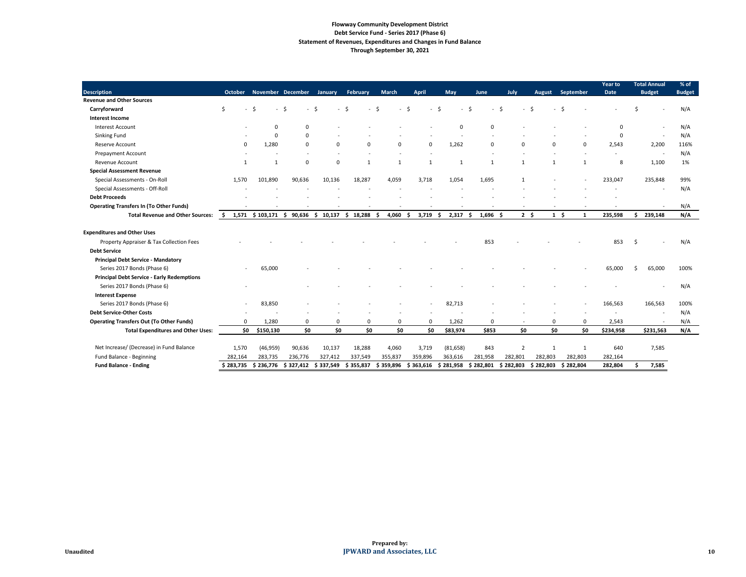**Flowway Community Development District**
**Debt Service Fund - Series 2017 (Phase 6)**
**Statement of Revenues, Expenditures and Changes in Fund Balance**
**Through September 30, 2021**

| Description | October | November | December | January | February | March | April | May | June | July | August | September | Year to Date | Total Annual Budget | % of Budget |
|---|---|---|---|---|---|---|---|---|---|---|---|---|---|---|---|
| **Revenue and Other Sources** | | | | | | | | | | | | | | | |
| **Carryforward** | $ - | $ - | $ - | $ - | $ - | $ - | $ - | $ - | $ - | $ - | $ - | $ - | - | $ - | N/A |
| **Interest Income** | | | | | | | | | | | | | | | |
| Interest Account | - | 0 | 0 | - | - | - | - | 0 | 0 | - | - | - | 0 | - | N/A |
| Sinking Fund | - | 0 | 0 | - | - | - | - | - | - | - | - | - | 0 | - | N/A |
| Reserve Account | 0 | 1,280 | 0 | 0 | 0 | 0 | 0 | 1,262 | 0 | 0 | 0 | 0 | 2,543 | 2,200 | 116% |
| Prepayment Account | - | - | - | - | - | - | - | - | - | - | - | - | - | - | N/A |
| Revenue Account | 1 | 1 | 0 | 0 | 1 | 1 | 1 | 1 | 1 | 1 | 1 | 1 | 8 | 1,100 | 1% |
| **Special Assessment Revenue** | | | | | | | | | | | | | | | |
| Special Assessments - On-Roll | 1,570 | 101,890 | 90,636 | 10,136 | 18,287 | 4,059 | 3,718 | 1,054 | 1,695 | 1 | - | - | 233,047 | 235,848 | 99% |
| Special Assessments - Off-Roll | - | - | - | - | - | - | - | - | - | - | - | - | - | - | N/A |
| **Debt Proceeds** | - | - | - | - | - | - | - | - | - | - | - | - | - | | |
| **Operating Transfers In (To Other Funds)** | - | - | - | - | - | - | - | - | - | - | - | - | - | - | N/A |
| **Total Revenue and Other Sources:** | **$ 1,571** | **$ 103,171** | **$ 90,636** | **$ 10,137** | **$ 18,288** | **$ 4,060** | **$ 3,719** | **$ 2,317** | **$ 1,696** | **$ 2** | **$ 1** | **$ 1** | **235,598** | **$ 239,148** | **N/A** |
| | | | | | | | | | | | | | | | |
| **Expenditures and Other Uses** | | | | | | | | | | | | | | | |
| Property Appraiser & Tax Collection Fees | - | - | - | - | - | - | - | - | 853 | - | - | - | 853 | $ - | N/A |
| **Debt Service** | | | | | | | | | | | | | | | |
| **Principal Debt Service - Mandatory** | | | | | | | | | | | | | | | |
| Series 2017 Bonds (Phase 6) | - | 65,000 | - | - | - | - | - | - | - | - | - | - | 65,000 | $ 65,000 | 100% |
| **Principal Debt Service - Early Redemptions** | | | | | | | | | | | | | | | |
| Series 2017 Bonds (Phase 6) | - | | - | - | - | - | - | - | - | - | - | - | - | - | N/A |
| **Interest Expense** | | | | | | | | | | | | | | | |
| Series 2017 Bonds (Phase 6) | - | 83,850 | - | - | - | - | - | 82,713 | - | - | - | - | 166,563 | 166,563 | 100% |
| **Debt Service-Other Costs** | - | - | - | - | - | - | - | - | - | - | - | - | - | - | N/A |
| **Operating Transfers Out (To Other Funds)** | 0 | 1,280 | 0 | 0 | 0 | 0 | 0 | 1,262 | 0 | - | 0 | 0 | 2,543 | - | N/A |
| **Total Expenditures and Other Uses:** | **$0** | **$150,130** | **$0** | **$0** | **$0** | **$0** | **$0** | **$83,974** | **$853** | **$0** | **$0** | **$0** | **$234,958** | **$231,563** | **N/A** |
| | | | | | | | | | | | | | | | |
| Net Increase/ (Decrease) in Fund Balance | 1,570 | (46,959) | 90,636 | 10,137 | 18,288 | 4,060 | 3,719 | (81,658) | 843 | 2 | 1 | 1 | 640 | 7,585 | |
| Fund Balance - Beginning | 282,164 | 283,735 | 236,776 | 327,412 | 337,549 | 355,837 | 359,896 | 363,616 | 281,958 | 282,801 | 282,803 | 282,803 | 282,164 | | |
| **Fund Balance - Ending** | **$ 283,735** | **$ 236,776** | **$ 327,412** | **$ 337,549** | **$ 355,837** | **$ 359,896** | **$ 363,616** | **$ 281,958** | **$ 282,801** | **$ 282,803** | **$ 282,803** | **$ 282,804** | **282,804** | **$ 7,585** | |

Unaudited

Prepared by:
**JPWARD and Associates, LLC**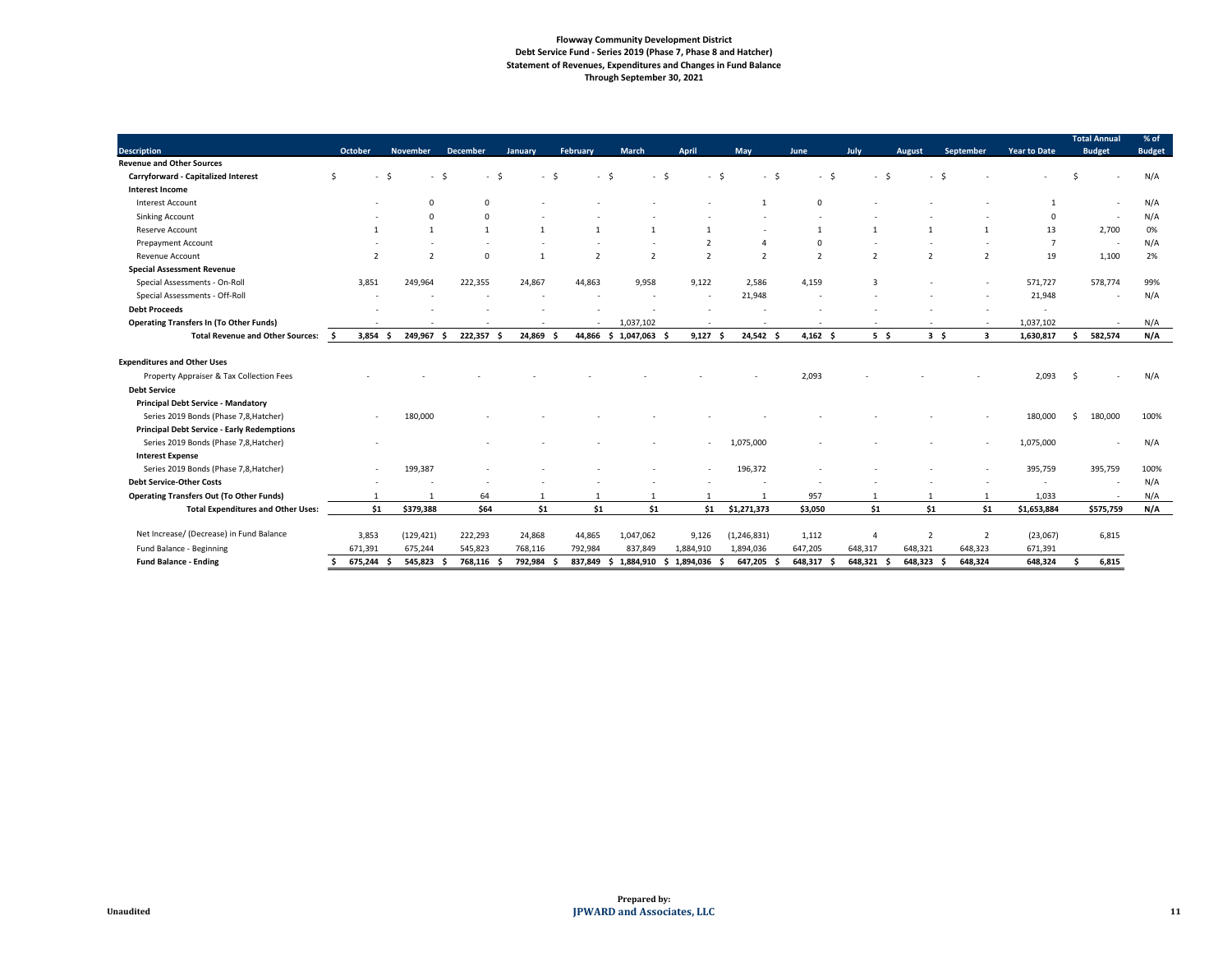**Flowway Community Development District**
**Debt Service Fund - Series 2019 (Phase 7, Phase 8 and Hatcher)**
**Statement of Revenues, Expenditures and Changes in Fund Balance**
**Through September 30, 2021**

| Description | October | November | December | January | February | March | April | May | June | July | August | September | Year to Date | Total Annual Budget | % of Budget |
|---|---|---|---|---|---|---|---|---|---|---|---|---|---|---|---|
| **Revenue and Other Sources** | | | | | | | | | | | | | | | |
| **Carryforward - Capitalized Interest** | $ - | $ - | $ - | $ - | $ - | $ - | $ - | $ - | $ - | $ - | $ - | $ - | - | $ - | N/A |
| **Interest Income** | | | | | | | | | | | | | | | |
| Interest Account | - | 0 | 0 | - | - | - | - | 1 | 0 | - | - | - | 1 | - | N/A |
| Sinking Account | - | 0 | 0 | - | - | - | - | - | - | - | - | - | 0 | - | N/A |
| Reserve Account | 1 | 1 | 1 | 1 | 1 | 1 | 1 | - | 1 | 1 | 1 | 1 | 13 | 2,700 | 0% |
| Prepayment Account | - | - | - | - | - | - | 2 | 4 | 0 | - | - | - | 7 | - | N/A |
| Revenue Account | 2 | 2 | 0 | 1 | 2 | 2 | 2 | 2 | 2 | 2 | 2 | 2 | 19 | 1,100 | 2% |
| **Special Assessment Revenue** | | | | | | | | | | | | | | | |
| Special Assessments - On-Roll | 3,851 | 249,964 | 222,355 | 24,867 | 44,863 | 9,958 | 9,122 | 2,586 | 4,159 | 3 | - | - | 571,727 | 578,774 | 99% |
| Special Assessments - Off-Roll | - | - | - | - | - | - | - | 21,948 | - | - | - | - | 21,948 | - | N/A |
| **Debt Proceeds** | - | - | - | - | - | - | - | - | - | - | - | - | - | | |
| **Operating Transfers In (To Other Funds)** | - | - | - | - | - | 1,037,102 | - | - | - | - | - | - | 1,037,102 | - | N/A |
| **Total Revenue and Other Sources:** | **$ 3,854** | **$ 249,967** | **$ 222,357** | **$ 24,869** | **$ 44,866** | **$ 1,047,063** | **$ 9,127** | **$ 24,542** | **$ 4,162** | **$ 5** | **$ 3** | **$ 3** | **1,630,817** | **$ 582,574** | **N/A** |
| **Expenditures and Other Uses** | | | | | | | | | | | | | | | |
| Property Appraiser & Tax Collection Fees | - | - | - | - | - | - | - | - | 2,093 | - | - | - | 2,093 | $ - | N/A |
| **Debt Service** | | | | | | | | | | | | | | | |
| **Principal Debt Service - Mandatory** | | | | | | | | | | | | | | | |
| Series 2019 Bonds (Phase 7,8,Hatcher) | - | 180,000 | - | - | - | - | - | - | - | - | - | - | 180,000 | $ 180,000 | 100% |
| **Principal Debt Service - Early Redemptions** | | | | | | | | | | | | | | | |
| Series 2019 Bonds (Phase 7,8,Hatcher) | - | | - | - | - | - | - | 1,075,000 | - | - | - | - | 1,075,000 | - | N/A |
| **Interest Expense** | | | | | | | | | | | | | | | |
| Series 2019 Bonds (Phase 7,8,Hatcher) | - | 199,387 | - | - | - | - | - | 196,372 | - | - | - | - | 395,759 | 395,759 | 100% |
| **Debt Service-Other Costs** | - | - | - | - | - | - | - | - | - | - | - | - | - | - | N/A |
| **Operating Transfers Out (To Other Funds)** | 1 | 1 | 64 | 1 | 1 | 1 | 1 | 1 | 957 | 1 | 1 | 1 | 1,033 | - | N/A |
| **Total Expenditures and Other Uses:** | **$1** | **$379,388** | **$64** | **$1** | **$1** | **$1** | **$1** | **$1,271,373** | **$3,050** | **$1** | **$1** | **$1** | **$1,653,884** | **$575,759** | **N/A** |
| Net Increase/ (Decrease) in Fund Balance | 3,853 | (129,421) | 222,293 | 24,868 | 44,865 | 1,047,062 | 9,126 | (1,246,831) | 1,112 | 4 | 2 | 2 | (23,067) | 6,815 | |
| Fund Balance - Beginning | 671,391 | 675,244 | 545,823 | 768,116 | 792,984 | 837,849 | 1,884,910 | 1,894,036 | 647,205 | 648,317 | 648,321 | 648,323 | 671,391 | | |
| **Fund Balance - Ending** | **$ 675,244** | **$ 545,823** | **$ 768,116** | **$ 792,984** | **$ 837,849** | **$ 1,884,910** | **$ 1,894,036** | **$ 647,205** | **$ 648,317** | **$ 648,321** | **$ 648,323** | **$ 648,324** | **648,324** | **$ 6,815** | |

Unaudited

Prepared by:
**JPWARD and Associates, LLC**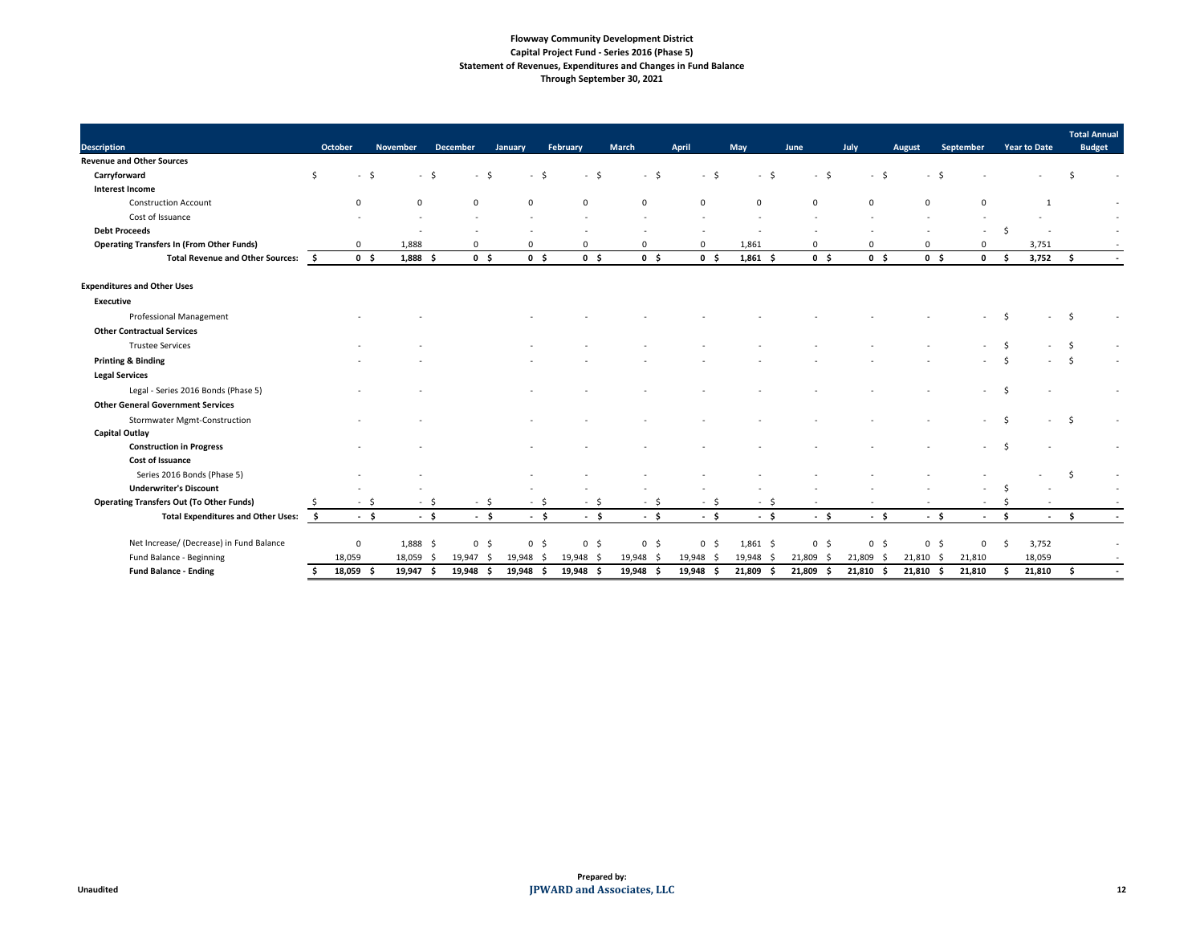**Flowway Community Development District**
**Capital Project Fund - Series 2016 (Phase 5)**
**Statement of Revenues, Expenditures and Changes in Fund Balance**
**Through September 30, 2021**

| Description | October | November | December | January | February | March | April | May | June | July | August | September | Year to Date | Total Annual Budget |
|---|---|---|---|---|---|---|---|---|---|---|---|---|---|---|
| **Revenue and Other Sources** | | | | | | | | | | | | | | |
| **Carryforward** | $ - | $ - | $ - | $ - | $ - | $ - | $ - | $ - | $ - | $ - | $ - | $ - | - | $ - |
| **Interest Income** | | | | | | | | | | | | | | |
| Construction Account | 0 | 0 | 0 | 0 | 0 | 0 | 0 | 0 | 0 | 0 | 0 | 0 | 1 | - |
| Cost of Issuance | - | - | - | - | - | - | - | - | - | - | - | - | - | - |
| **Debt Proceeds** | | - | - | - | - | - | - | - | - | - | - | - | $ - | - |
| **Operating Transfers In (From Other Funds)** | 0 | 1,888 | 0 | 0 | 0 | 0 | 0 | 1,861 | 0 | 0 | 0 | 0 | 3,751 | - |
| **Total Revenue and Other Sources:** | **$ 0** | **$ 1,888** | **$ 0** | **$ 0** | **$ 0** | **$ 0** | **$ 0** | **$ 1,861** | **$ 0** | **$ 0** | **$ 0** | **$ 0** | **$ 3,752** | **$ -** |
| **Expenditures and Other Uses** | | | | | | | | | | | | | | |
| **Executive** | | | | | | | | | | | | | | |
| Professional Management | - | - | | - | - | - | - | - | - | - | - | - | $ - | $ - |
| **Other Contractual Services** | | | | | | | | | | | | | | |
| Trustee Services | - | - | | - | - | - | - | - | - | - | - | - | $ - | $ - |
| **Printing & Binding** | - | - | | - | - | - | - | - | - | - | - | - | $ - | $ - |
| **Legal Services** | | | | | | | | | | | | | | |
| Legal - Series 2016 Bonds (Phase 5) | - | - | | - | - | - | - | - | - | - | - | - | $ - | - |
| **Other General Government Services** | | | | | | | | | | | | | | |
| Stormwater Mgmt-Construction | - | - | | - | - | - | - | - | - | - | - | - | $ - | $ - |
| **Capital Outlay** | | | | | | | | | | | | | | |
| **Construction in Progress** | - | - | | - | - | - | - | - | - | - | - | - | $ - | - |
| **Cost of Issuance** | | | | | | | | | | | | | | |
| Series 2016 Bonds (Phase 5) | - | - | | - | - | - | - | - | - | - | - | - | - | $ - |
| **Underwriter's Discount** | - | - | | - | - | - | - | - | - | - | - | - | $ - | - |
| **Operating Transfers Out (To Other Funds)** | $ - | $ - | $ - | $ - | $ - | $ - | $ - | $ - | - | - | - | - | $ - | - |
| **Total Expenditures and Other Uses:** | **$ -** | **$ -** | **$ -** | **$ -** | **$ -** | **$ -** | **$ -** | **$ -** | **$ -** | **$ -** | **$ -** | **-** | **$ -** | **$ -** |
| Net Increase/ (Decrease) in Fund Balance | 0 | 1,888 | $ 0 | $ 0 | $ 0 | $ 0 | $ 0 | $ 1,861 | $ 0 | $ 0 | $ 0 | $ 0 | $ 3,752 | - |
| Fund Balance - Beginning | 18,059 | 18,059 | $ 19,947 | $ 19,948 | $ 19,948 | $ 19,948 | $ 19,948 | $ 19,948 | $ 21,809 | $ 21,809 | $ 21,810 | $ 21,810 | 18,059 | - |
| **Fund Balance - Ending** | **$ 18,059** | **$ 19,947** | **$ 19,948** | **$ 19,948** | **$ 19,948** | **$ 19,948** | **$ 19,948** | **$ 21,809** | **$ 21,809** | **$ 21,810** | **$ 21,810** | **$ 21,810** | **$ 21,810** | **$ -** |

Unaudited

Prepared by:
**JPWARD and Associates, LLC**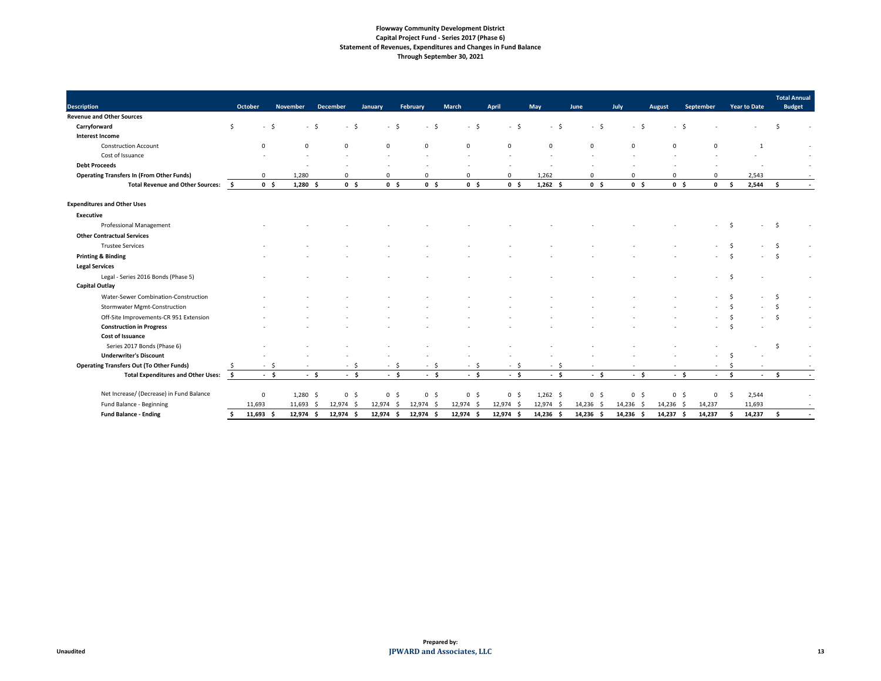# Flowway Community Development District
## Capital Project Fund - Series 2017 (Phase 6)
### Statement of Revenues, Expenditures and Changes in Fund Balance
### Through September 30, 2021

| Description | October | November | December | January | February | March | April | May | June | July | August | September | Year to Date | Total Annual Budget |
|---|---|---|---|---|---|---|---|---|---|---|---|---|---|---|
| **Revenue and Other Sources** | | | | | | | | | | | | | | |
| **Carryforward** | $ - | $ - | $ - | $ - | $ - | $ - | $ - | $ - | $ - | $ - | $ - | $ - | - | $ - |
| **Interest Income** | | | | | | | | | | | | | | |
| Construction Account | 0 | 0 | 0 | 0 | 0 | 0 | 0 | 0 | 0 | 0 | 0 | 0 | 1 | - |
| Cost of Issuance | - | - | - | - | - | - | - | - | - | - | - | - | - | - |
| **Debt Proceeds** | | - | - | - | - | - | - | - | - | - | - | - | - | - |
| **Operating Transfers In (From Other Funds)** | 0 | 1,280 | 0 | 0 | 0 | 0 | 0 | 1,262 | 0 | 0 | 0 | 0 | 2,543 | - |
| **Total Revenue and Other Sources:** | **$ 0** | **$ 1,280** | **$ 0** | **$ 0** | **$ 0** | **$ 0** | **$ 0** | **$ 1,262** | **$ 0** | **$ 0** | **$ 0** | **$ 0** | **$ 2,544** | **$ -** |
| **Expenditures and Other Uses** | | | | | | | | | | | | | | |
| **Executive** | | | | | | | | | | | | | | |
| Professional Management | - | - | - | - | - | - | - | - | - | - | - | - | $ - | $ - |
| **Other Contractual Services** | | | | | | | | | | | | | | |
| Trustee Services | - | - | - | - | - | - | - | - | - | - | - | - | $ - | $ - |
| **Printing & Binding** | - | - | - | - | - | - | - | - | - | - | - | - | $ - | $ - |
| **Legal Services** | | | | | | | | | | | | | | |
| Legal - Series 2016 Bonds (Phase 5) | - | - | - | - | - | - | - | - | - | - | - | - | $ - | - |
| **Capital Outlay** | | | | | | | | | | | | | | |
| Water-Sewer Combination-Construction | - | - | - | - | - | - | - | - | - | - | - | - | $ - | $ - |
| Stormwater Mgmt-Construction | - | - | - | - | - | - | - | - | - | - | - | - | $ - | $ - |
| Off-Site Improvements-CR 951 Extension | - | - | - | - | - | - | - | - | - | - | - | - | $ - | $ - |
| **Construction in Progress** | - | - | - | - | - | - | - | - | - | - | - | - | $ - | - |
| **Cost of Issuance** | | | | | | | | | | | | | | |
| Series 2017 Bonds (Phase 6) | - | - | - | - | - | - | - | - | - | - | - | - | - | $ - |
| **Underwriter's Discount** | - | - | - | - | - | - | - | - | - | - | - | - | $ - | - |
| **Operating Transfers Out (To Other Funds)** | $ - | $ - | $ - | $ - | $ - | $ - | $ - | $ - | - | - | - | - | $ - | - |
| **Total Expenditures and Other Uses:** | **$ -** | **$ -** | **$ -** | **$ -** | **$ -** | **$ -** | **$ -** | **$ -** | **$ -** | **$ -** | **$ -** | **$ -** | **$ -** | **$ -** |
| Net Increase/ (Decrease) in Fund Balance | 0 | 1,280 | $ 0 | $ 0 | $ 0 | $ 0 | $ 0 | $ 1,262 | $ 0 | $ 0 | $ 0 | 0 | $ 2,544 | - |
| Fund Balance - Beginning | 11,693 | 11,693 | $ 12,974 | $ 12,974 | $ 12,974 | $ 12,974 | $ 12,974 | $ 12,974 | $ 14,236 | $ 14,236 | $ 14,236 | $ 14,237 | 11,693 | - |
| **Fund Balance - Ending** | **$ 11,693** | **$ 12,974** | **$ 12,974** | **$ 12,974** | **$ 12,974** | **$ 12,974** | **$ 12,974** | **$ 14,236** | **$ 14,236** | **$ 14,236** | **$ 14,237** | **$ 14,237** | **$ 14,237** | **$ -** |

Unaudited

Prepared by:
**JPWARD and Associates, LLC**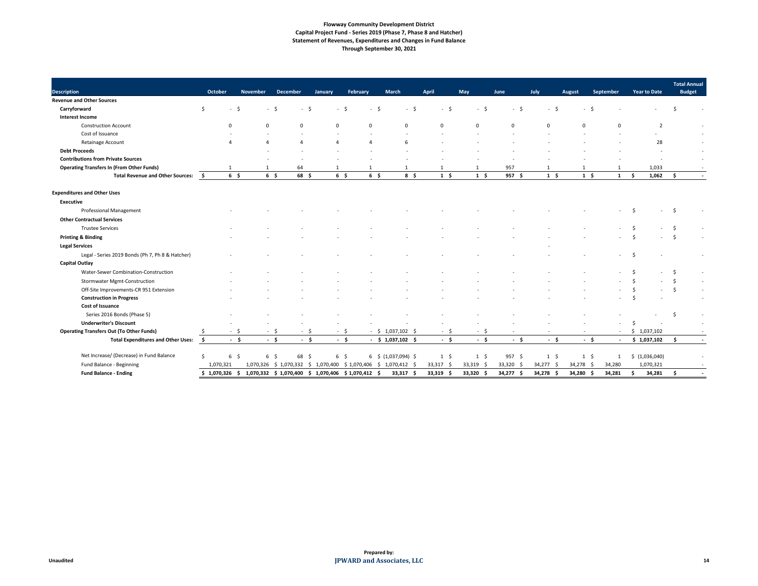**Flowway Community Development District**
**Capital Project Fund - Series 2019 (Phase 7, Phase 8 and Hatcher)**
**Statement of Revenues, Expenditures and Changes in Fund Balance**
**Through September 30, 2021**

| Description | October | November | December | January | February | March | April | May | June | July | August | September | Year to Date | Total Annual Budget |
|---|---|---|---|---|---|---|---|---|---|---|---|---|---|---|
| **Revenue and Other Sources** | | | | | | | | | | | | | | |
| **Carryforward** | $ - | $ - | $ - | $ - | $ - | $ - | $ - | $ - | $ - | $ - | $ - | $ - | - | $ - |
| **Interest Income** | | | | | | | | | | | | | | |
| Construction Account | 0 | 0 | 0 | 0 | 0 | 0 | 0 | 0 | 0 | 0 | 0 | 0 | 2 | - |
| Cost of Issuance | - | - | - | - | - | - | - | - | - | - | - | - | - | - |
| Retainage Account | 4 | 4 | 4 | 4 | 4 | 6 | - | - | - | - | - | - | 28 | - |
| **Debt Proceeds** | | - | - | - | - | - | - | - | - | - | - | - | - | - |
| **Contributions from Private Sources** | | - | - | - | - | - | - | - | - | - | - | - | - | - |
| **Operating Transfers In (From Other Funds)** | 1 | 1 | 64 | 1 | 1 | 1 | 1 | 1 | 957 | 1 | 1 | 1 | 1,033 | - |
| **Total Revenue and Other Sources:** | **$ 6** | **$ 6** | **$ 68** | **$ 6** | **$ 6** | **$ 8** | **$ 1** | **$ 1** | **$ 957** | **$ 1** | **$ 1** | **$ 1** | **$ 1,062** | **$ -** |
| **Expenditures and Other Uses** | | | | | | | | | | | | | | |
| **Executive** | | | | | | | | | | | | | | |
| Professional Management | - | - | - | - | - | - | - | - | - | - | - | - | $ - | $ - |
| **Other Contractual Services** | | | | | | | | | | | | | | |
| Trustee Services | - | - | - | - | - | - | - | - | - | - | - | - | $ - | $ - |
| **Printing & Binding** | - | - | - | - | - | - | - | - | - | - | - | - | $ - | $ - |
| **Legal Services** | | | | | | | | | | | | | | |
| Legal - Series 2019 Bonds (Ph 7, Ph 8 & Hatcher) | - | - | - | - | - | - | - | - | - | - | - | - | $ - | - |
| **Capital Outlay** | | | | | | | | | | | | | | |
| Water-Sewer Combination-Construction | - | - | - | - | - | - | - | - | - | - | - | - | $ - | $ - |
| Stormwater Mgmt-Construction | - | - | - | - | - | - | - | - | - | - | - | - | $ - | $ - |
| Off-Site Improvements-CR 951 Extension | - | - | - | - | - | - | - | - | - | - | - | - | $ - | $ - |
| **Construction in Progress** | - | - | - | - | - | - | - | - | - | - | - | - | $ - | - |
| **Cost of Issuance** | | | | | | | | | | | | | | |
| Series 2016 Bonds (Phase 5) | - | - | - | - | - | - | - | - | - | - | - | - | - | $ - |
| **Underwriter's Discount** | - | - | - | - | - | - | - | - | - | - | - | - | $ - | - |
| **Operating Transfers Out (To Other Funds)** | $ - | $ - | $ - | $ - | $ - | $ 1,037,102 | $ - | $ - | - | - | - | - | $ 1,037,102 | - |
| **Total Expenditures and Other Uses:** | **$ -** | **$ -** | **$ -** | **$ -** | **$ -** | **$ 1,037,102** | **$ -** | **$ -** | **$ -** | **$ -** | **$ -** | **-** | **$ 1,037,102** | **$ -** |
| Net Increase/ (Decrease) in Fund Balance | $ 6 | $ 6 | $ 68 | $ 6 | $ 6 | $ (1,037,094) | $ 1 | $ 1 | $ 957 | $ 1 | $ 1 | $ 1 | $ (1,036,040) | - |
| Fund Balance - Beginning | 1,070,321 | 1,070,326 | $ 1,070,332 | $ 1,070,400 | $ 1,070,406 | $ 1,070,412 | $ 33,317 | $ 33,319 | $ 33,320 | $ 34,277 | $ 34,278 | $ 34,280 | 1,070,321 | - |
| **Fund Balance - Ending** | **$ 1,070,326** | **$ 1,070,332** | **$ 1,070,400** | **$ 1,070,406** | **$ 1,070,412** | **$ 33,317** | **$ 33,319** | **$ 33,320** | **$ 34,277** | **$ 34,278** | **$ 34,280** | **$ 34,281** | **$ 34,281** | **$ -** |

Unaudited

Prepared by:
**JPWARD and Associates, LLC**